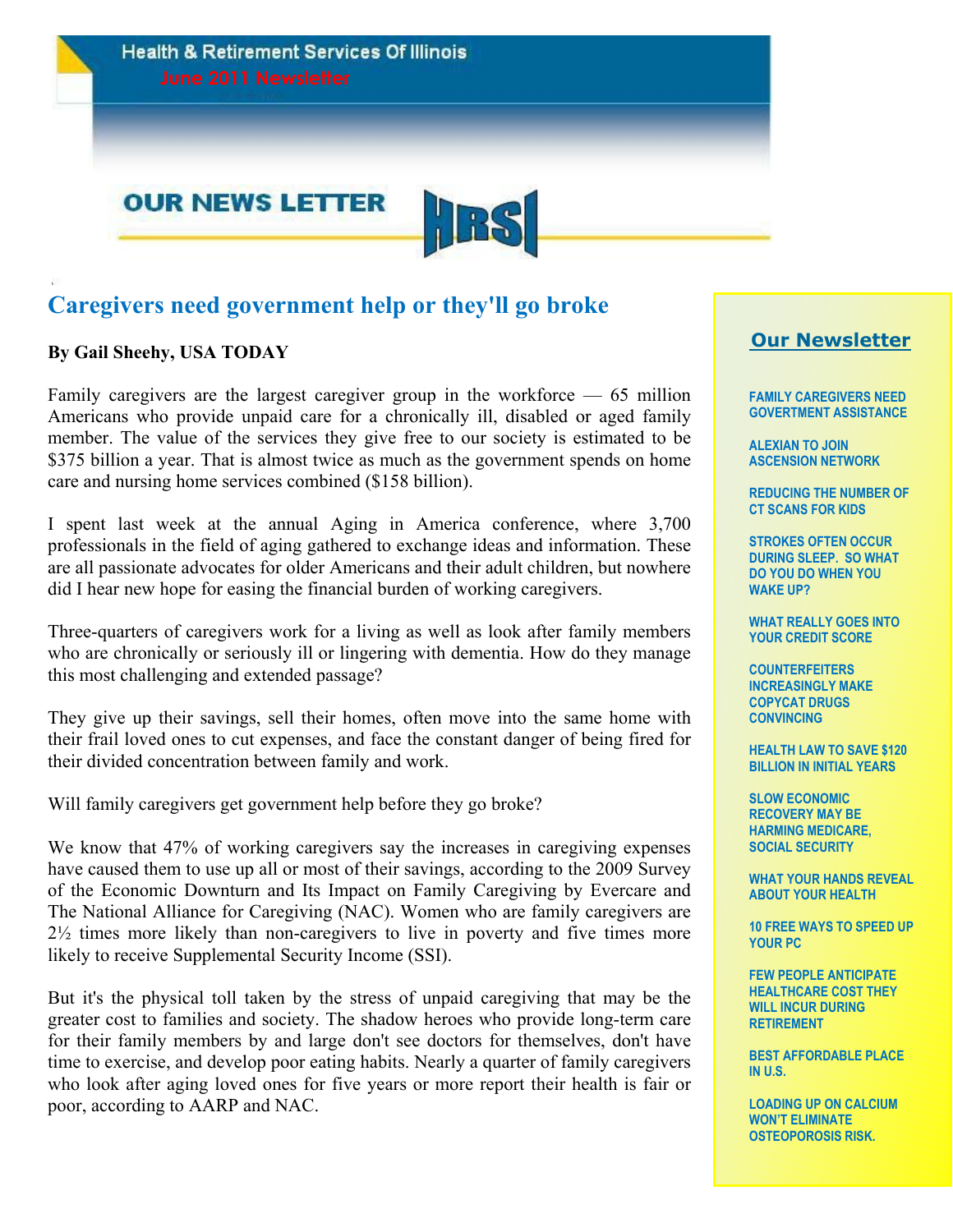Health & Retirement Services Of Illinois

June 2011 Newsletter

OUR NEWS LETTER

HRSI

# Caregivers need government help or they'll go broke

**By Gail Sheehy, USA TODAY**

Family caregivers are the largest caregiver group in the workforce — 65 million Americans who provide unpaid care for a chronically ill, disabled or aged family member. The value of the services they give free to our society is estimated to be $375 billion a year. That is almost twice as much as the government spends on home care and nursing home services combined ($158 billion).

I spent last week at the annual Aging in America conference, where 3,700 professionals in the field of aging gathered to exchange ideas and information. These are all passionate advocates for older Americans and their adult children, but nowhere did I hear new hope for easing the financial burden of working caregivers.

Three-quarters of caregivers work for a living as well as look after family members who are chronically or seriously ill or lingering with dementia. How do they manage this most challenging and extended passage?

They give up their savings, sell their homes, often move into the same home with their frail loved ones to cut expenses, and face the constant danger of being fired for their divided concentration between family and work.

Will family caregivers get government help before they go broke?

We know that 47% of working caregivers say the increases in caregiving expenses have caused them to use up all or most of their savings, according to the 2009 Survey of the Economic Downturn and Its Impact on Family Caregiving by Evercare and The National Alliance for Caregiving (NAC). Women who are family caregivers are 2½ times more likely than non-caregivers to live in poverty and five times more likely to receive Supplemental Security Income (SSI).

But it's the physical toll taken by the stress of unpaid caregiving that may be the greater cost to families and society. The shadow heroes who provide long-term care for their family members by and large don't see doctors for themselves, don't have time to exercise, and develop poor eating habits. Nearly a quarter of family caregivers who look after aging loved ones for five years or more report their health is fair or poor, according to AARP and NAC.

## Our Newsletter

- FAMILY CAREGIVERS NEED GOVERTMENT ASSISTANCE
- ALEXIAN TO JOIN ASCENSION NETWORK
- REDUCING THE NUMBER OF CT SCANS FOR KIDS
- STROKES OFTEN OCCUR DURING SLEEP. SO WHAT DO YOU DO WHEN YOU WAKE UP?
- WHAT REALLY GOES INTO YOUR CREDIT SCORE
- COUNTERFEITERS INCREASINGLY MAKE COPYCAT DRUGS CONVINCING
- HEALTH LAW TO SAVE $120 BILLION IN INITIAL YEARS
- SLOW ECONOMIC RECOVERY MAY BE HARMING MEDICARE, SOCIAL SECURITY
- WHAT YOUR HANDS REVEAL ABOUT YOUR HEALTH
- 10 FREE WAYS TO SPEED UP YOUR PC
- FEW PEOPLE ANTICIPATE HEALTHCARE COST THEY WILL INCUR DURING RETIREMENT
- BEST AFFORDABLE PLACE IN U.S.
- LOADING UP ON CALCIUM WON'T ELIMINATE OSTEOPOROSIS RISK.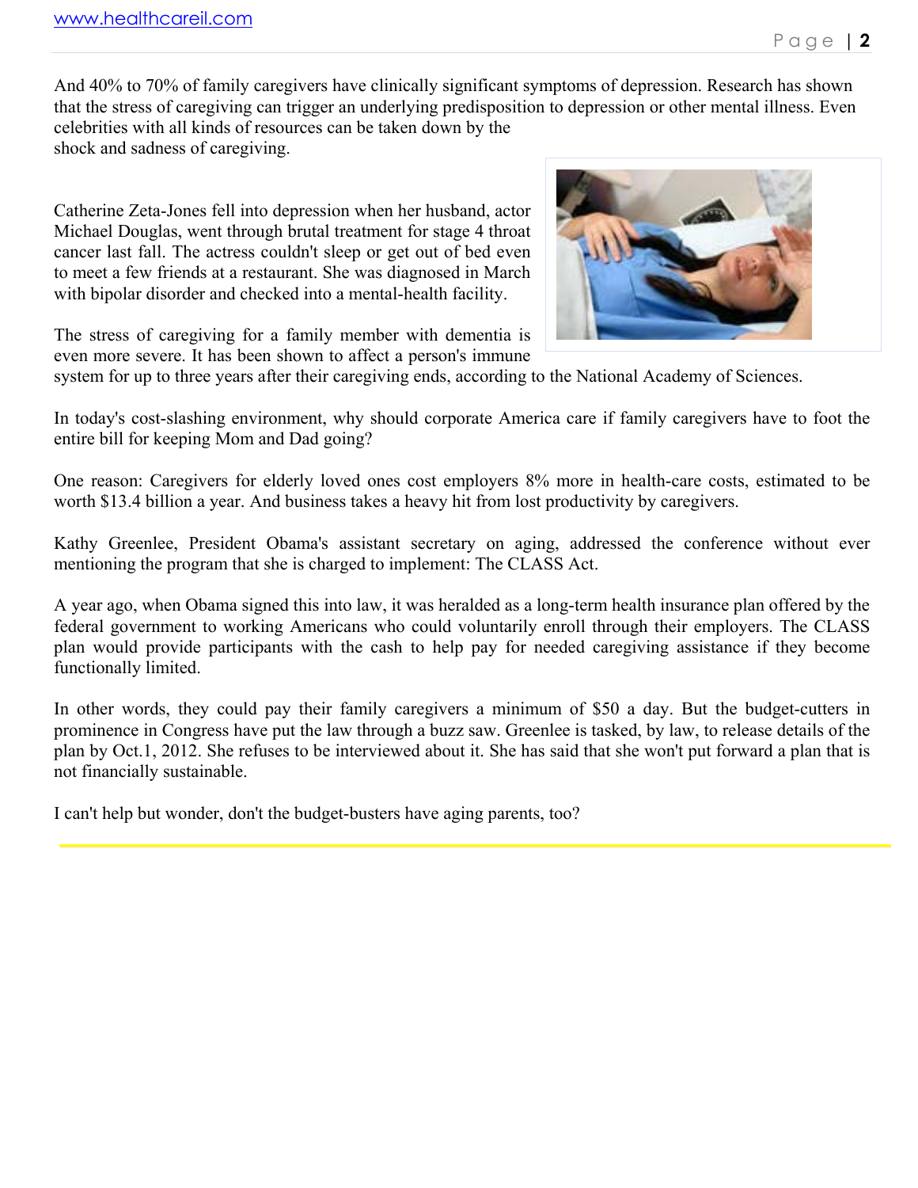And 40% to 70% of family caregivers have clinically significant symptoms of depression. Research has shown that the stress of caregiving can trigger an underlying predisposition to depression or other mental illness. Even celebrities with all kinds of resources can be taken down by the shock and sadness of caregiving.

Catherine Zeta-Jones fell into depression when her husband, actor Michael Douglas, went through brutal treatment for stage 4 throat cancer last fall. The actress couldn't sleep or get out of bed even to meet a few friends at a restaurant. She was diagnosed in March with bipolar disorder and checked into a mental-health facility.

The stress of caregiving for a family member with dementia is even more severe. It has been shown to affect a person's immune system for up to three years after their caregiving ends, according to the National Academy of Sciences.

In today's cost-slashing environment, why should corporate America care if family caregivers have to foot the entire bill for keeping Mom and Dad going?

One reason: Caregivers for elderly loved ones cost employers 8% more in health-care costs, estimated to be worth $13.4 billion a year. And business takes a heavy hit from lost productivity by caregivers.

Kathy Greenlee, President Obama's assistant secretary on aging, addressed the conference without ever mentioning the program that she is charged to implement: The CLASS Act.

A year ago, when Obama signed this into law, it was heralded as a long-term health insurance plan offered by the federal government to working Americans who could voluntarily enroll through their employers. The CLASS plan would provide participants with the cash to help pay for needed caregiving assistance if they become functionally limited.

In other words, they could pay their family caregivers a minimum of $50 a day. But the budget-cutters in prominence in Congress have put the law through a buzz saw. Greenlee is tasked, by law, to release details of the plan by Oct.1, 2012. She refuses to be interviewed about it. She has said that she won't put forward a plan that is not financially sustainable.

I can't help but wonder, don't the budget-busters have aging parents, too?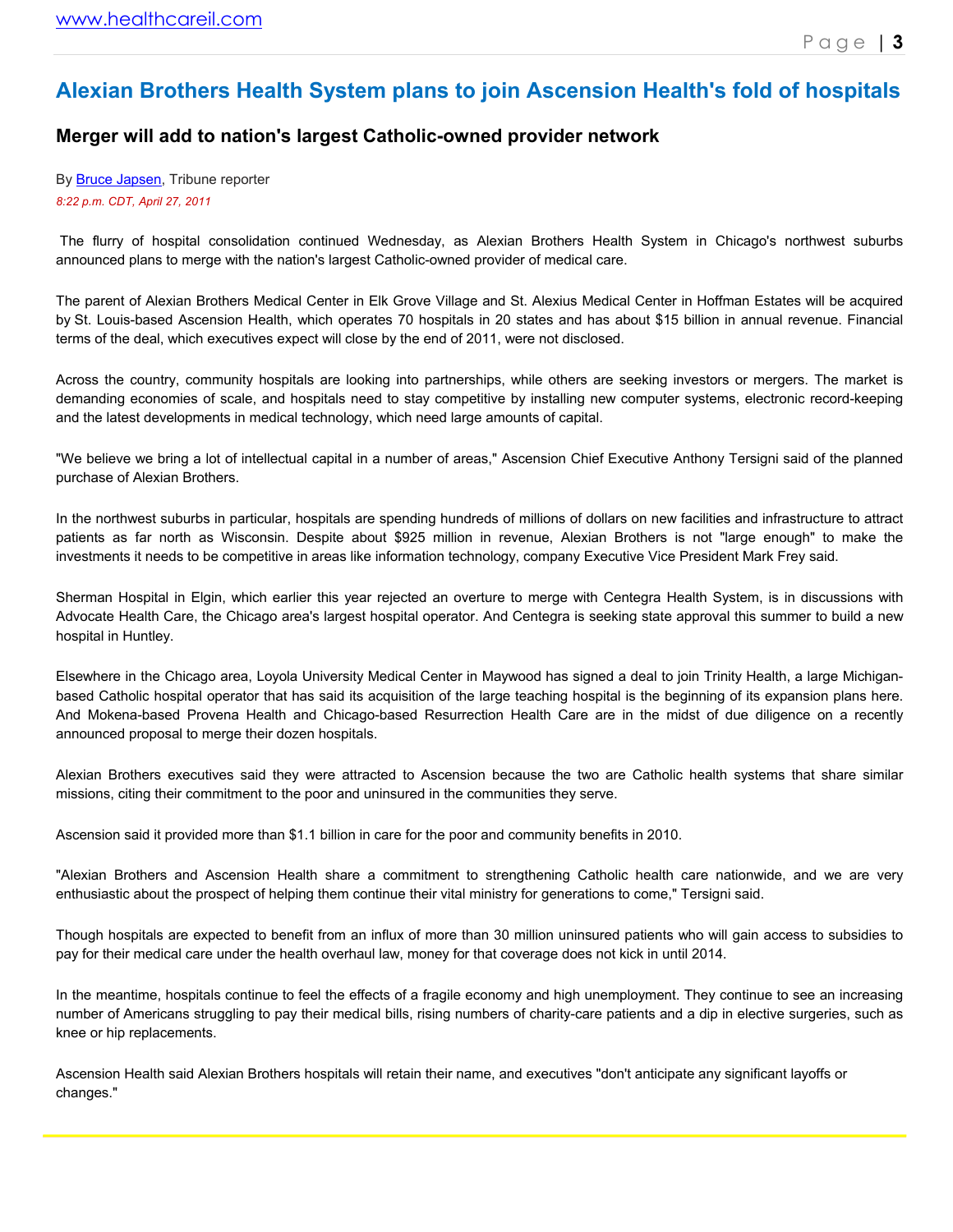# Alexian Brothers Health System plans to join Ascension Health's fold of hospitals

## Merger will add to nation's largest Catholic-owned provider network

By Bruce Japsen, Tribune reporter

*8:22 p.m. CDT, April 27, 2011*

The flurry of hospital consolidation continued Wednesday, as Alexian Brothers Health System in Chicago's northwest suburbs announced plans to merge with the nation's largest Catholic-owned provider of medical care.

The parent of Alexian Brothers Medical Center in Elk Grove Village and St. Alexius Medical Center in Hoffman Estates will be acquired by St. Louis-based Ascension Health, which operates 70 hospitals in 20 states and has about $15 billion in annual revenue. Financial terms of the deal, which executives expect will close by the end of 2011, were not disclosed.

Across the country, community hospitals are looking into partnerships, while others are seeking investors or mergers. The market is demanding economies of scale, and hospitals need to stay competitive by installing new computer systems, electronic record-keeping and the latest developments in medical technology, which need large amounts of capital.

"We believe we bring a lot of intellectual capital in a number of areas," Ascension Chief Executive Anthony Tersigni said of the planned purchase of Alexian Brothers.

In the northwest suburbs in particular, hospitals are spending hundreds of millions of dollars on new facilities and infrastructure to attract patients as far north as Wisconsin. Despite about $925 million in revenue, Alexian Brothers is not "large enough" to make the investments it needs to be competitive in areas like information technology, company Executive Vice President Mark Frey said.

Sherman Hospital in Elgin, which earlier this year rejected an overture to merge with Centegra Health System, is in discussions with Advocate Health Care, the Chicago area's largest hospital operator. And Centegra is seeking state approval this summer to build a new hospital in Huntley.

Elsewhere in the Chicago area, Loyola University Medical Center in Maywood has signed a deal to join Trinity Health, a large Michigan-based Catholic hospital operator that has said its acquisition of the large teaching hospital is the beginning of its expansion plans here. And Mokena-based Provena Health and Chicago-based Resurrection Health Care are in the midst of due diligence on a recently announced proposal to merge their dozen hospitals.

Alexian Brothers executives said they were attracted to Ascension because the two are Catholic health systems that share similar missions, citing their commitment to the poor and uninsured in the communities they serve.

Ascension said it provided more than $1.1 billion in care for the poor and community benefits in 2010.

"Alexian Brothers and Ascension Health share a commitment to strengthening Catholic health care nationwide, and we are very enthusiastic about the prospect of helping them continue their vital ministry for generations to come," Tersigni said.

Though hospitals are expected to benefit from an influx of more than 30 million uninsured patients who will gain access to subsidies to pay for their medical care under the health overhaul law, money for that coverage does not kick in until 2014.

In the meantime, hospitals continue to feel the effects of a fragile economy and high unemployment. They continue to see an increasing number of Americans struggling to pay their medical bills, rising numbers of charity-care patients and a dip in elective surgeries, such as knee or hip replacements.

Ascension Health said Alexian Brothers hospitals will retain their name, and executives "don't anticipate any significant layoffs or changes."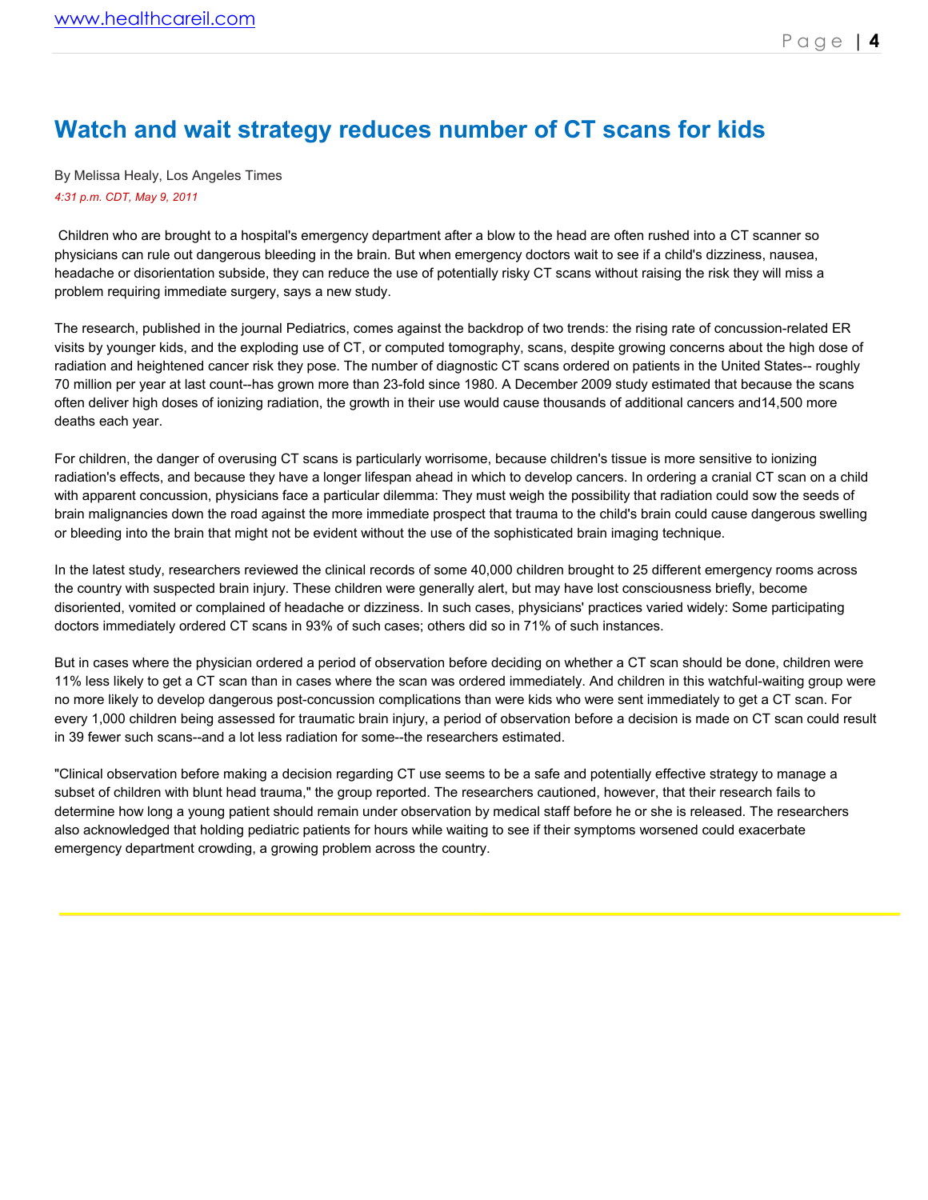# Watch and wait strategy reduces number of CT scans for kids

By Melissa Healy, Los Angeles Times

*4:31 p.m. CDT, May 9, 2011*

Children who are brought to a hospital's emergency department after a blow to the head are often rushed into a CT scanner so physicians can rule out dangerous bleeding in the brain. But when emergency doctors wait to see if a child's dizziness, nausea, headache or disorientation subside, they can reduce the use of potentially risky CT scans without raising the risk they will miss a problem requiring immediate surgery, says a new study.

The research, published in the journal Pediatrics, comes against the backdrop of two trends: the rising rate of concussion-related ER visits by younger kids, and the exploding use of CT, or computed tomography, scans, despite growing concerns about the high dose of radiation and heightened cancer risk they pose. The number of diagnostic CT scans ordered on patients in the United States-- roughly 70 million per year at last count--has grown more than 23-fold since 1980. A December 2009 study estimated that because the scans often deliver high doses of ionizing radiation, the growth in their use would cause thousands of additional cancers and14,500 more deaths each year.

For children, the danger of overusing CT scans is particularly worrisome, because children's tissue is more sensitive to ionizing radiation's effects, and because they have a longer lifespan ahead in which to develop cancers. In ordering a cranial CT scan on a child with apparent concussion, physicians face a particular dilemma: They must weigh the possibility that radiation could sow the seeds of brain malignancies down the road against the more immediate prospect that trauma to the child's brain could cause dangerous swelling or bleeding into the brain that might not be evident without the use of the sophisticated brain imaging technique.

In the latest study, researchers reviewed the clinical records of some 40,000 children brought to 25 different emergency rooms across the country with suspected brain injury. These children were generally alert, but may have lost consciousness briefly, become disoriented, vomited or complained of headache or dizziness. In such cases, physicians' practices varied widely: Some participating doctors immediately ordered CT scans in 93% of such cases; others did so in 71% of such instances.

But in cases where the physician ordered a period of observation before deciding on whether a CT scan should be done, children were 11% less likely to get a CT scan than in cases where the scan was ordered immediately. And children in this watchful-waiting group were no more likely to develop dangerous post-concussion complications than were kids who were sent immediately to get a CT scan. For every 1,000 children being assessed for traumatic brain injury, a period of observation before a decision is made on CT scan could result in 39 fewer such scans--and a lot less radiation for some--the researchers estimated.

"Clinical observation before making a decision regarding CT use seems to be a safe and potentially effective strategy to manage a subset of children with blunt head trauma," the group reported. The researchers cautioned, however, that their research fails to determine how long a young patient should remain under observation by medical staff before he or she is released. The researchers also acknowledged that holding pediatric patients for hours while waiting to see if their symptoms worsened could exacerbate emergency department crowding, a growing problem across the country.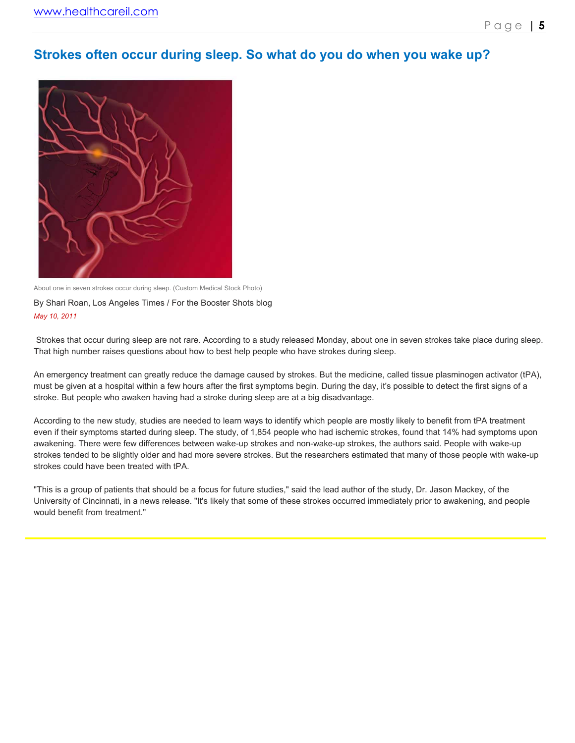## Strokes often occur during sleep. So what do you do when you wake up?

About one in seven strokes occur during sleep. (Custom Medical Stock Photo)

By Shari Roan, Los Angeles Times / For the Booster Shots blog

*May 10, 2011*

Strokes that occur during sleep are not rare. According to a study released Monday, about one in seven strokes take place during sleep. That high number raises questions about how to best help people who have strokes during sleep.

An emergency treatment can greatly reduce the damage caused by strokes. But the medicine, called tissue plasminogen activator (tPA), must be given at a hospital within a few hours after the first symptoms begin. During the day, it's possible to detect the first signs of a stroke. But people who awaken having had a stroke during sleep are at a big disadvantage.

According to the new study, studies are needed to learn ways to identify which people are mostly likely to benefit from tPA treatment even if their symptoms started during sleep. The study, of 1,854 people who had ischemic strokes, found that 14% had symptoms upon awakening. There were few differences between wake-up strokes and non-wake-up strokes, the authors said. People with wake-up strokes tended to be slightly older and had more severe strokes. But the researchers estimated that many of those people with wake-up strokes could have been treated with tPA.

"This is a group of patients that should be a focus for future studies," said the lead author of the study, Dr. Jason Mackey, of the University of Cincinnati, in a news release. "It's likely that some of these strokes occurred immediately prior to awakening, and people would benefit from treatment."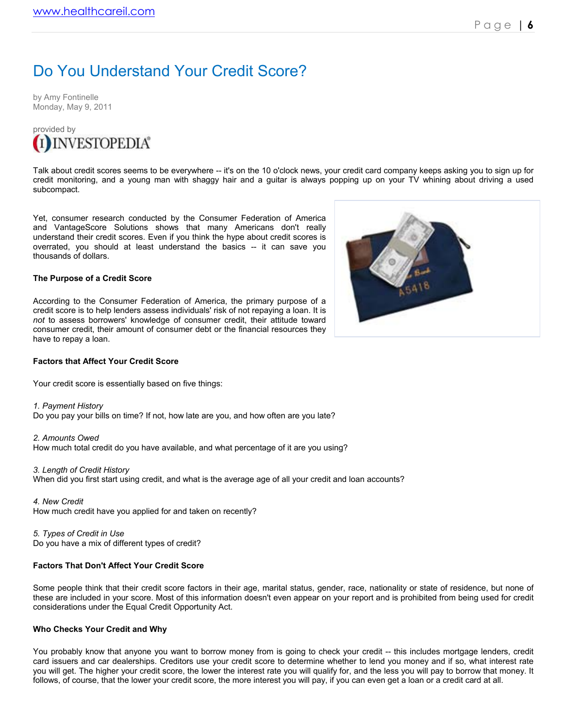# Do You Understand Your Credit Score?

by Amy Fontinelle
Monday, May 9, 2011

provided by INVESTOPEDIA

Talk about credit scores seems to be everywhere -- it's on the 10 o'clock news, your credit card company keeps asking you to sign up for credit monitoring, and a young man with shaggy hair and a guitar is always popping up on your TV whining about driving a used subcompact.

Yet, consumer research conducted by the Consumer Federation of America and VantageScore Solutions shows that many Americans don't really understand their credit scores. Even if you think the hype about credit scores is overrated, you should at least understand the basics -- it can save you thousands of dollars.

**The Purpose of a Credit Score**

According to the Consumer Federation of America, the primary purpose of a credit score is to help lenders assess individuals' risk of not repaying a loan. It is *not* to assess borrowers' knowledge of consumer credit, their attitude toward consumer credit, their amount of consumer debt or the financial resources they have to repay a loan.

**Factors that Affect Your Credit Score**

Your credit score is essentially based on five things:

*1. Payment History*
Do you pay your bills on time? If not, how late are you, and how often are you late?

*2. Amounts Owed*
How much total credit do you have available, and what percentage of it are you using?

*3. Length of Credit History*
When did you first start using credit, and what is the average age of all your credit and loan accounts?

*4. New Credit*
How much credit have you applied for and taken on recently?

*5. Types of Credit in Use*
Do you have a mix of different types of credit?

**Factors That Don't Affect Your Credit Score**

Some people think that their credit score factors in their age, marital status, gender, race, nationality or state of residence, but none of these are included in your score. Most of this information doesn't even appear on your report and is prohibited from being used for credit considerations under the Equal Credit Opportunity Act.

**Who Checks Your Credit and Why**

You probably know that anyone you want to borrow money from is going to check your credit -- this includes mortgage lenders, credit card issuers and car dealerships. Creditors use your credit score to determine whether to lend you money and if so, what interest rate you will get. The higher your credit score, the lower the interest rate you will qualify for, and the less you will pay to borrow that money. It follows, of course, that the lower your credit score, the more interest you will pay, if you can even get a loan or a credit card at all.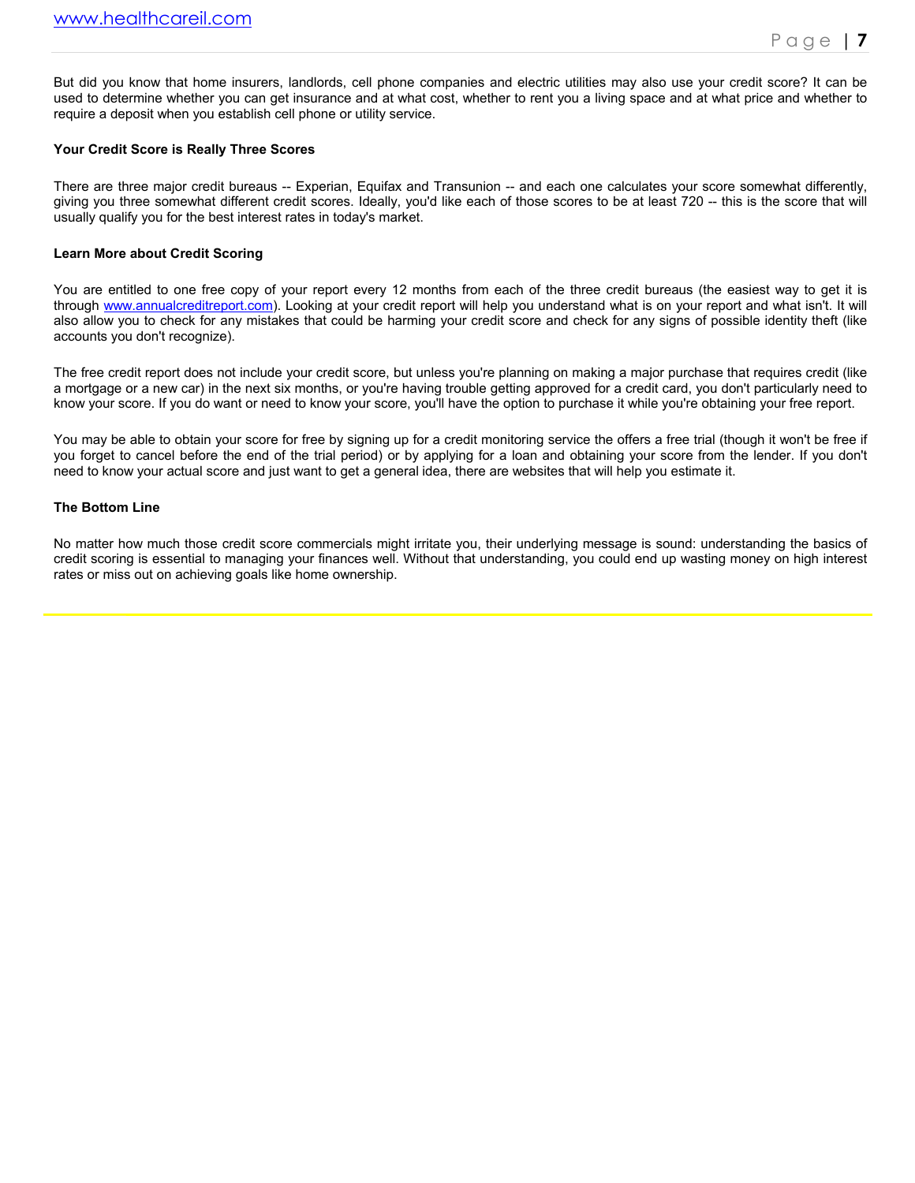But did you know that home insurers, landlords, cell phone companies and electric utilities may also use your credit score? It can be used to determine whether you can get insurance and at what cost, whether to rent you a living space and at what price and whether to require a deposit when you establish cell phone or utility service.

**Your Credit Score is Really Three Scores**

There are three major credit bureaus -- Experian, Equifax and Transunion -- and each one calculates your score somewhat differently, giving you three somewhat different credit scores. Ideally, you'd like each of those scores to be at least 720 -- this is the score that will usually qualify you for the best interest rates in today's market.

**Learn More about Credit Scoring**

You are entitled to one free copy of your report every 12 months from each of the three credit bureaus (the easiest way to get it is through www.annualcreditreport.com). Looking at your credit report will help you understand what is on your report and what isn't. It will also allow you to check for any mistakes that could be harming your credit score and check for any signs of possible identity theft (like accounts you don't recognize).

The free credit report does not include your credit score, but unless you're planning on making a major purchase that requires credit (like a mortgage or a new car) in the next six months, or you're having trouble getting approved for a credit card, you don't particularly need to know your score. If you do want or need to know your score, you'll have the option to purchase it while you're obtaining your free report.

You may be able to obtain your score for free by signing up for a credit monitoring service the offers a free trial (though it won't be free if you forget to cancel before the end of the trial period) or by applying for a loan and obtaining your score from the lender. If you don't need to know your actual score and just want to get a general idea, there are websites that will help you estimate it.

**The Bottom Line**

No matter how much those credit score commercials might irritate you, their underlying message is sound: understanding the basics of credit scoring is essential to managing your finances well. Without that understanding, you could end up wasting money on high interest rates or miss out on achieving goals like home ownership.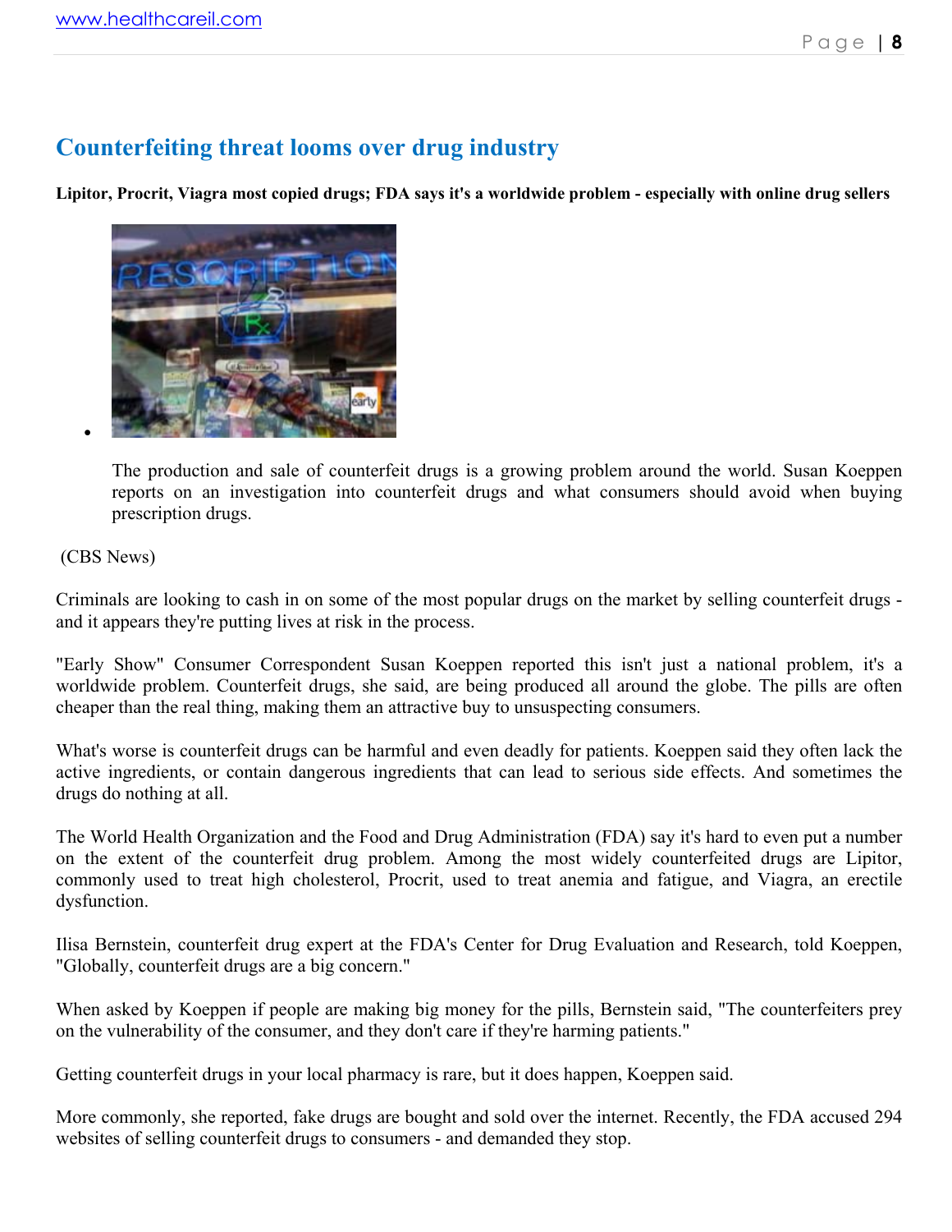## Counterfeiting threat looms over drug industry

**Lipitor, Procrit, Viagra most copied drugs; FDA says it's a worldwide problem - especially with online drug sellers**

The production and sale of counterfeit drugs is a growing problem around the world. Susan Koeppen reports on an investigation into counterfeit drugs and what consumers should avoid when buying prescription drugs.

(CBS News)

Criminals are looking to cash in on some of the most popular drugs on the market by selling counterfeit drugs - and it appears they're putting lives at risk in the process.

"Early Show" Consumer Correspondent Susan Koeppen reported this isn't just a national problem, it's a worldwide problem. Counterfeit drugs, she said, are being produced all around the globe. The pills are often cheaper than the real thing, making them an attractive buy to unsuspecting consumers.

What's worse is counterfeit drugs can be harmful and even deadly for patients. Koeppen said they often lack the active ingredients, or contain dangerous ingredients that can lead to serious side effects. And sometimes the drugs do nothing at all.

The World Health Organization and the Food and Drug Administration (FDA) say it's hard to even put a number on the extent of the counterfeit drug problem. Among the most widely counterfeited drugs are Lipitor, commonly used to treat high cholesterol, Procrit, used to treat anemia and fatigue, and Viagra, an erectile dysfunction.

Ilisa Bernstein, counterfeit drug expert at the FDA's Center for Drug Evaluation and Research, told Koeppen, "Globally, counterfeit drugs are a big concern."

When asked by Koeppen if people are making big money for the pills, Bernstein said, "The counterfeiters prey on the vulnerability of the consumer, and they don't care if they're harming patients."

Getting counterfeit drugs in your local pharmacy is rare, but it does happen, Koeppen said.

More commonly, she reported, fake drugs are bought and sold over the internet. Recently, the FDA accused 294 websites of selling counterfeit drugs to consumers - and demanded they stop.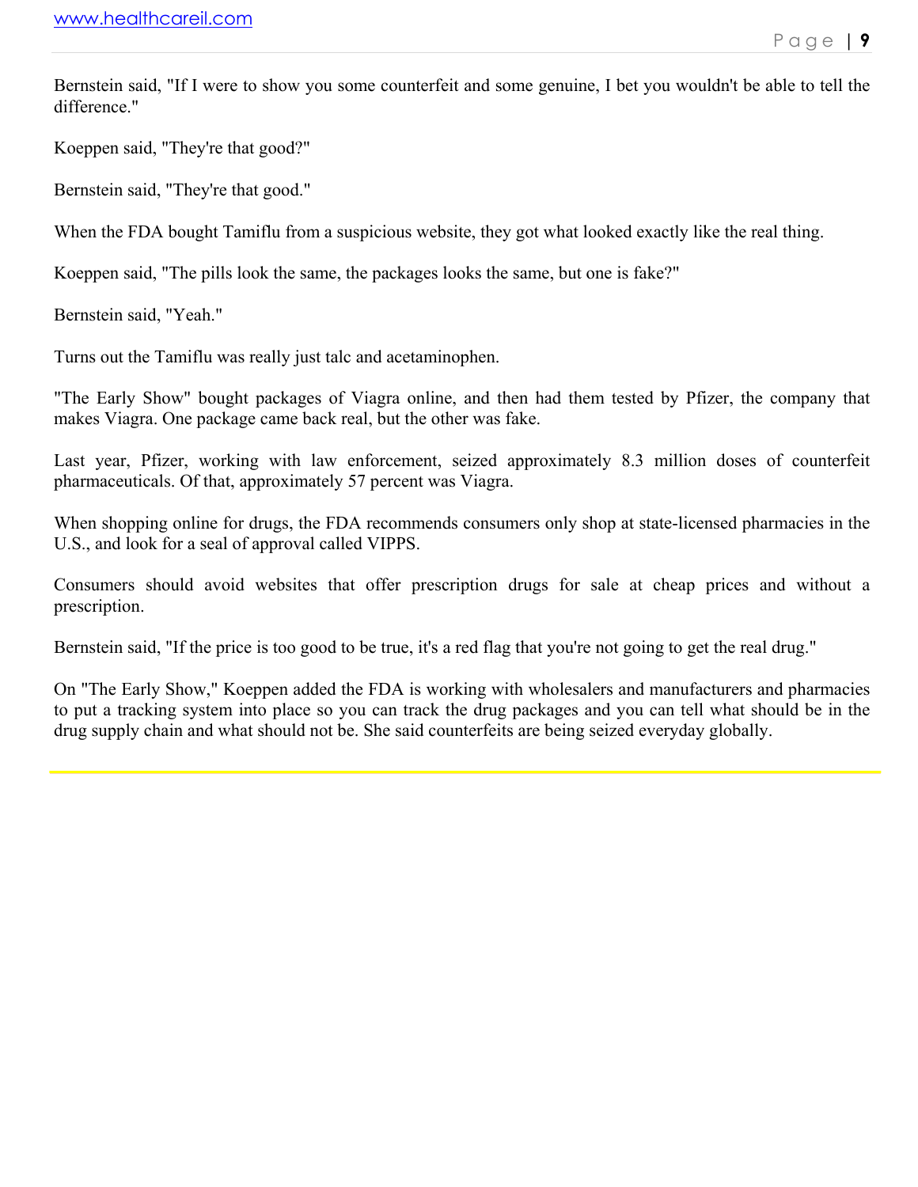Bernstein said, "If I were to show you some counterfeit and some genuine, I bet you wouldn't be able to tell the difference."

Koeppen said, "They're that good?"

Bernstein said, "They're that good."

When the FDA bought Tamiflu from a suspicious website, they got what looked exactly like the real thing.

Koeppen said, "The pills look the same, the packages looks the same, but one is fake?"

Bernstein said, "Yeah."

Turns out the Tamiflu was really just talc and acetaminophen.

"The Early Show" bought packages of Viagra online, and then had them tested by Pfizer, the company that makes Viagra. One package came back real, but the other was fake.

Last year, Pfizer, working with law enforcement, seized approximately 8.3 million doses of counterfeit pharmaceuticals. Of that, approximately 57 percent was Viagra.

When shopping online for drugs, the FDA recommends consumers only shop at state-licensed pharmacies in the U.S., and look for a seal of approval called VIPPS.

Consumers should avoid websites that offer prescription drugs for sale at cheap prices and without a prescription.

Bernstein said, "If the price is too good to be true, it's a red flag that you're not going to get the real drug."

On "The Early Show," Koeppen added the FDA is working with wholesalers and manufacturers and pharmacies to put a tracking system into place so you can track the drug packages and you can tell what should be in the drug supply chain and what should not be. She said counterfeits are being seized everyday globally.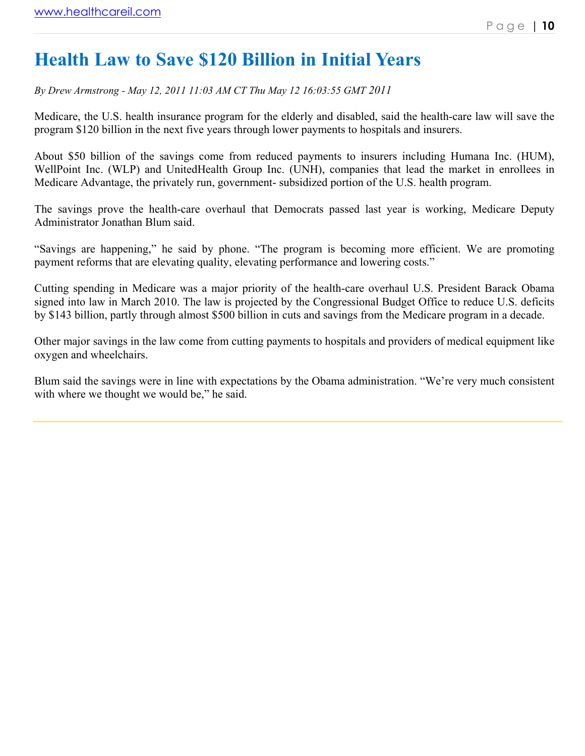# Health Law to Save $120 Billion in Initial Years

*By Drew Armstrong - May 12, 2011 11:03 AM CT Thu May 12 16:03:55 GMT 2011*

Medicare, the U.S. health insurance program for the elderly and disabled, said the health-care law will save the program $120 billion in the next five years through lower payments to hospitals and insurers.

About $50 billion of the savings come from reduced payments to insurers including Humana Inc. (HUM), WellPoint Inc. (WLP) and UnitedHealth Group Inc. (UNH), companies that lead the market in enrollees in Medicare Advantage, the privately run, government- subsidized portion of the U.S. health program.

The savings prove the health-care overhaul that Democrats passed last year is working, Medicare Deputy Administrator Jonathan Blum said.

"Savings are happening," he said by phone. "The program is becoming more efficient. We are promoting payment reforms that are elevating quality, elevating performance and lowering costs."

Cutting spending in Medicare was a major priority of the health-care overhaul U.S. President Barack Obama signed into law in March 2010. The law is projected by the Congressional Budget Office to reduce U.S. deficits by $143 billion, partly through almost $500 billion in cuts and savings from the Medicare program in a decade.

Other major savings in the law come from cutting payments to hospitals and providers of medical equipment like oxygen and wheelchairs.

Blum said the savings were in line with expectations by the Obama administration. "We're very much consistent with where we thought we would be," he said.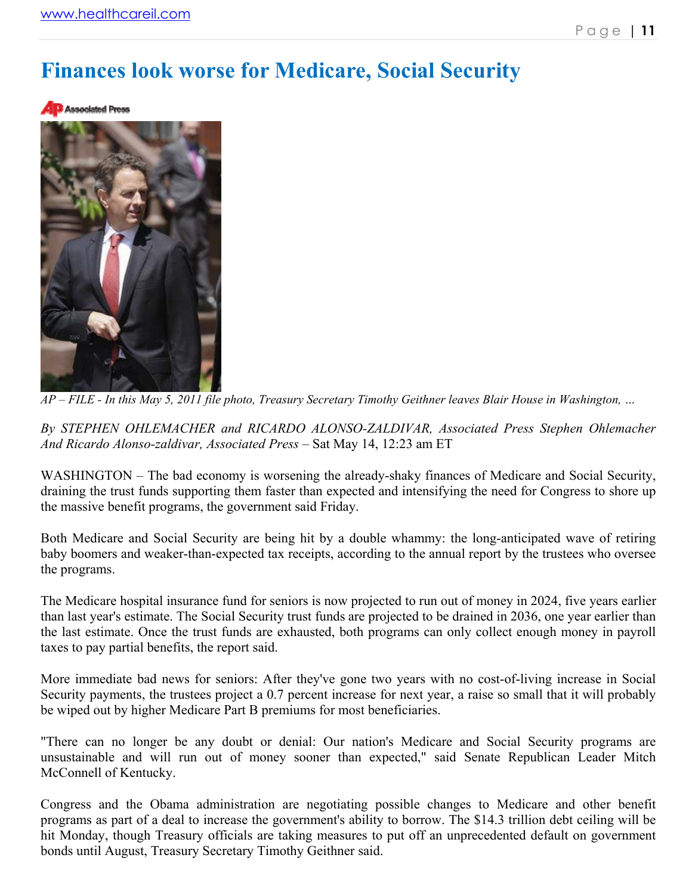# Finances look worse for Medicare, Social Security

AP Associated Press

*AP – FILE - In this May 5, 2011 file photo, Treasury Secretary Timothy Geithner leaves Blair House in Washington, …*

*By STEPHEN OHLEMACHER and RICARDO ALONSO-ZALDIVAR, Associated Press Stephen Ohlemacher And Ricardo Alonso-zaldivar, Associated Press* – Sat May 14, 12:23 am ET

WASHINGTON – The bad economy is worsening the already-shaky finances of Medicare and Social Security, draining the trust funds supporting them faster than expected and intensifying the need for Congress to shore up the massive benefit programs, the government said Friday.

Both Medicare and Social Security are being hit by a double whammy: the long-anticipated wave of retiring baby boomers and weaker-than-expected tax receipts, according to the annual report by the trustees who oversee the programs.

The Medicare hospital insurance fund for seniors is now projected to run out of money in 2024, five years earlier than last year's estimate. The Social Security trust funds are projected to be drained in 2036, one year earlier than the last estimate. Once the trust funds are exhausted, both programs can only collect enough money in payroll taxes to pay partial benefits, the report said.

More immediate bad news for seniors: After they've gone two years with no cost-of-living increase in Social Security payments, the trustees project a 0.7 percent increase for next year, a raise so small that it will probably be wiped out by higher Medicare Part B premiums for most beneficiaries.

"There can no longer be any doubt or denial: Our nation's Medicare and Social Security programs are unsustainable and will run out of money sooner than expected," said Senate Republican Leader Mitch McConnell of Kentucky.

Congress and the Obama administration are negotiating possible changes to Medicare and other benefit programs as part of a deal to increase the government's ability to borrow. The $14.3 trillion debt ceiling will be hit Monday, though Treasury officials are taking measures to put off an unprecedented default on government bonds until August, Treasury Secretary Timothy Geithner said.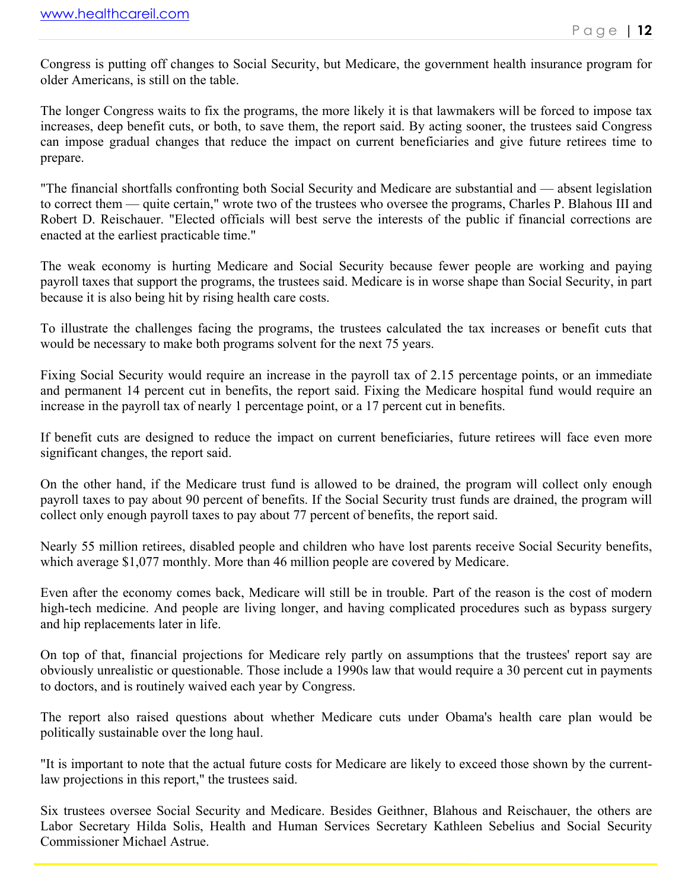Congress is putting off changes to Social Security, but Medicare, the government health insurance program for older Americans, is still on the table.

The longer Congress waits to fix the programs, the more likely it is that lawmakers will be forced to impose tax increases, deep benefit cuts, or both, to save them, the report said. By acting sooner, the trustees said Congress can impose gradual changes that reduce the impact on current beneficiaries and give future retirees time to prepare.

"The financial shortfalls confronting both Social Security and Medicare are substantial and — absent legislation to correct them — quite certain," wrote two of the trustees who oversee the programs, Charles P. Blahous III and Robert D. Reischauer. "Elected officials will best serve the interests of the public if financial corrections are enacted at the earliest practicable time."

The weak economy is hurting Medicare and Social Security because fewer people are working and paying payroll taxes that support the programs, the trustees said. Medicare is in worse shape than Social Security, in part because it is also being hit by rising health care costs.

To illustrate the challenges facing the programs, the trustees calculated the tax increases or benefit cuts that would be necessary to make both programs solvent for the next 75 years.

Fixing Social Security would require an increase in the payroll tax of 2.15 percentage points, or an immediate and permanent 14 percent cut in benefits, the report said. Fixing the Medicare hospital fund would require an increase in the payroll tax of nearly 1 percentage point, or a 17 percent cut in benefits.

If benefit cuts are designed to reduce the impact on current beneficiaries, future retirees will face even more significant changes, the report said.

On the other hand, if the Medicare trust fund is allowed to be drained, the program will collect only enough payroll taxes to pay about 90 percent of benefits. If the Social Security trust funds are drained, the program will collect only enough payroll taxes to pay about 77 percent of benefits, the report said.

Nearly 55 million retirees, disabled people and children who have lost parents receive Social Security benefits, which average $1,077 monthly. More than 46 million people are covered by Medicare.

Even after the economy comes back, Medicare will still be in trouble. Part of the reason is the cost of modern high-tech medicine. And people are living longer, and having complicated procedures such as bypass surgery and hip replacements later in life.

On top of that, financial projections for Medicare rely partly on assumptions that the trustees' report say are obviously unrealistic or questionable. Those include a 1990s law that would require a 30 percent cut in payments to doctors, and is routinely waived each year by Congress.

The report also raised questions about whether Medicare cuts under Obama's health care plan would be politically sustainable over the long haul.

"It is important to note that the actual future costs for Medicare are likely to exceed those shown by the current-law projections in this report," the trustees said.

Six trustees oversee Social Security and Medicare. Besides Geithner, Blahous and Reischauer, the others are Labor Secretary Hilda Solis, Health and Human Services Secretary Kathleen Sebelius and Social Security Commissioner Michael Astrue.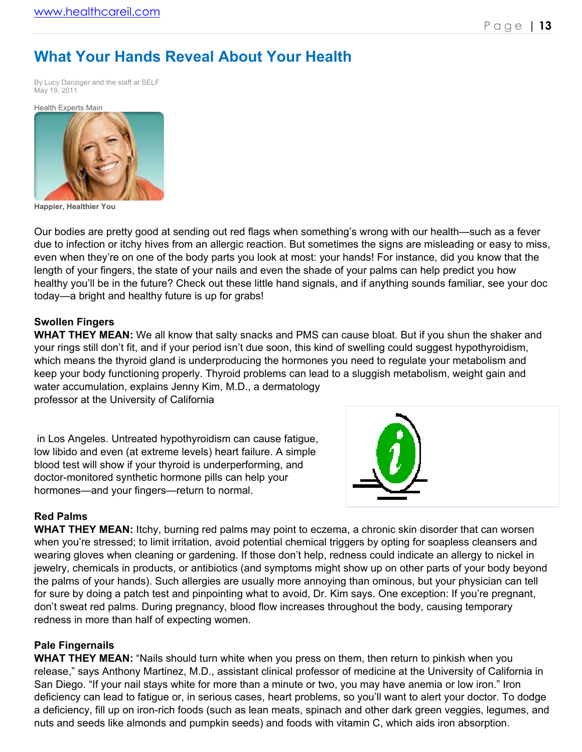# What Your Hands Reveal About Your Health

By Lucy Danziger and the staff at SELF
May 19, 2011

Health Experts Main

Happier, Healthier You

Our bodies are pretty good at sending out red flags when something's wrong with our health—such as a fever due to infection or itchy hives from an allergic reaction. But sometimes the signs are misleading or easy to miss, even when they're on one of the body parts you look at most: your hands! For instance, did you know that the length of your fingers, the state of your nails and even the shade of your palms can help predict you how healthy you'll be in the future? Check out these little hand signals, and if anything sounds familiar, see your doc today—a bright and healthy future is up for grabs!

### Swollen Fingers

**WHAT THEY MEAN:** We all know that salty snacks and PMS can cause bloat. But if you shun the shaker and your rings still don't fit, and if your period isn't due soon, this kind of swelling could suggest hypothyroidism, which means the thyroid gland is underproducing the hormones you need to regulate your metabolism and keep your body functioning properly. Thyroid problems can lead to a sluggish metabolism, weight gain and water accumulation, explains Jenny Kim, M.D., a dermatology professor at the University of California in Los Angeles. Untreated hypothyroidism can cause fatigue, low libido and even (at extreme levels) heart failure. A simple blood test will show if your thyroid is underperforming, and doctor-monitored synthetic hormone pills can help your hormones—and your fingers—return to normal.

### Red Palms

**WHAT THEY MEAN:** Itchy, burning red palms may point to eczema, a chronic skin disorder that can worsen when you're stressed; to limit irritation, avoid potential chemical triggers by opting for soapless cleansers and wearing gloves when cleaning or gardening. If those don't help, redness could indicate an allergy to nickel in jewelry, chemicals in products, or antibiotics (and symptoms might show up on other parts of your body beyond the palms of your hands). Such allergies are usually more annoying than ominous, but your physician can tell for sure by doing a patch test and pinpointing what to avoid, Dr. Kim says. One exception: If you're pregnant, don't sweat red palms. During pregnancy, blood flow increases throughout the body, causing temporary redness in more than half of expecting women.

### Pale Fingernails

**WHAT THEY MEAN:** "Nails should turn white when you press on them, then return to pinkish when you release," says Anthony Martinez, M.D., assistant clinical professor of medicine at the University of California in San Diego. "If your nail stays white for more than a minute or two, you may have anemia or low iron." Iron deficiency can lead to fatigue or, in serious cases, heart problems, so you'll want to alert your doctor. To dodge a deficiency, fill up on iron-rich foods (such as lean meats, spinach and other dark green veggies, legumes, and nuts and seeds like almonds and pumpkin seeds) and foods with vitamin C, which aids iron absorption.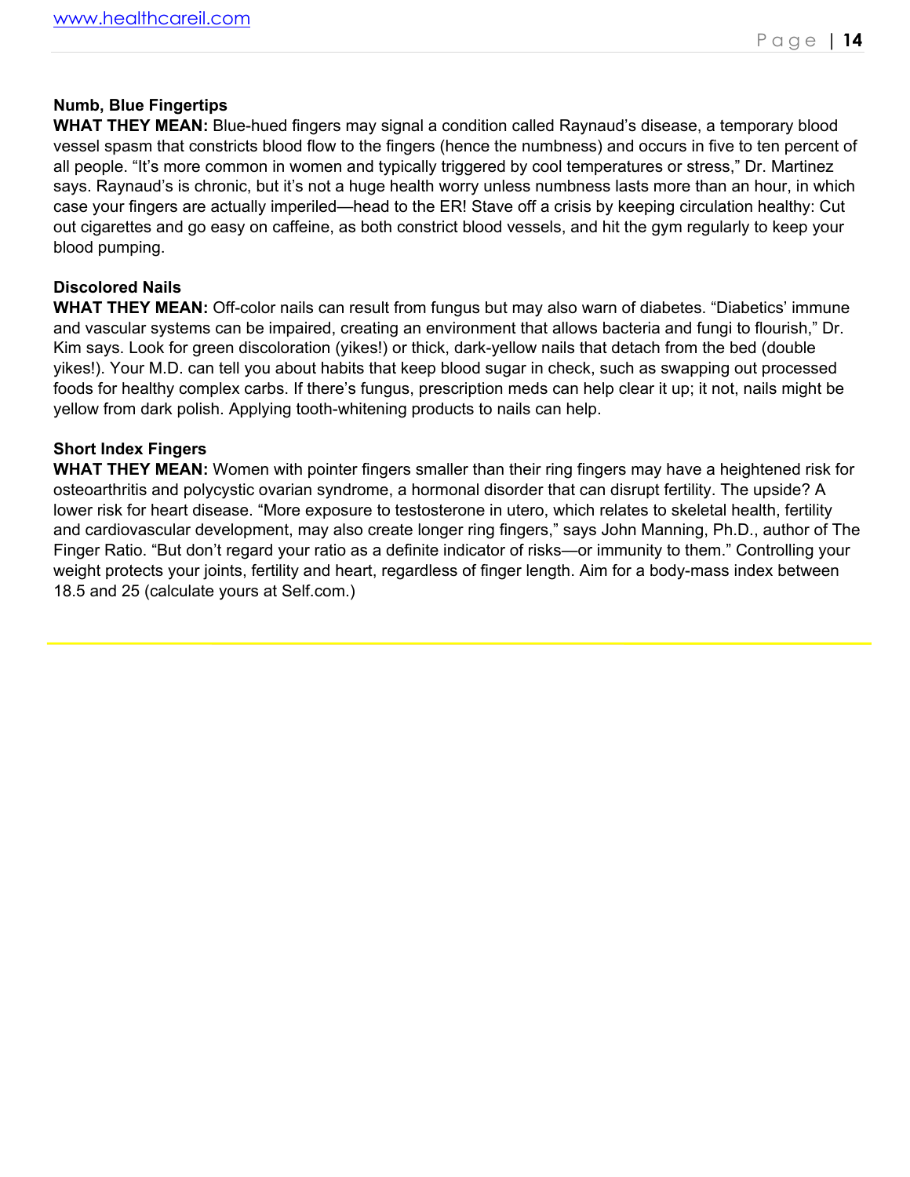**Numb, Blue Fingertips**

**WHAT THEY MEAN:** Blue-hued fingers may signal a condition called Raynaud's disease, a temporary blood vessel spasm that constricts blood flow to the fingers (hence the numbness) and occurs in five to ten percent of all people. "It's more common in women and typically triggered by cool temperatures or stress," Dr. Martinez says. Raynaud's is chronic, but it's not a huge health worry unless numbness lasts more than an hour, in which case your fingers are actually imperiled—head to the ER! Stave off a crisis by keeping circulation healthy: Cut out cigarettes and go easy on caffeine, as both constrict blood vessels, and hit the gym regularly to keep your blood pumping.

**Discolored Nails**

**WHAT THEY MEAN:** Off-color nails can result from fungus but may also warn of diabetes. "Diabetics' immune and vascular systems can be impaired, creating an environment that allows bacteria and fungi to flourish," Dr. Kim says. Look for green discoloration (yikes!) or thick, dark-yellow nails that detach from the bed (double yikes!). Your M.D. can tell you about habits that keep blood sugar in check, such as swapping out processed foods for healthy complex carbs. If there's fungus, prescription meds can help clear it up; it not, nails might be yellow from dark polish. Applying tooth-whitening products to nails can help.

**Short Index Fingers**

**WHAT THEY MEAN:** Women with pointer fingers smaller than their ring fingers may have a heightened risk for osteoarthritis and polycystic ovarian syndrome, a hormonal disorder that can disrupt fertility. The upside? A lower risk for heart disease. "More exposure to testosterone in utero, which relates to skeletal health, fertility and cardiovascular development, may also create longer ring fingers," says John Manning, Ph.D., author of The Finger Ratio. "But don't regard your ratio as a definite indicator of risks—or immunity to them." Controlling your weight protects your joints, fertility and heart, regardless of finger length. Aim for a body-mass index between 18.5 and 25 (calculate yours at Self.com.)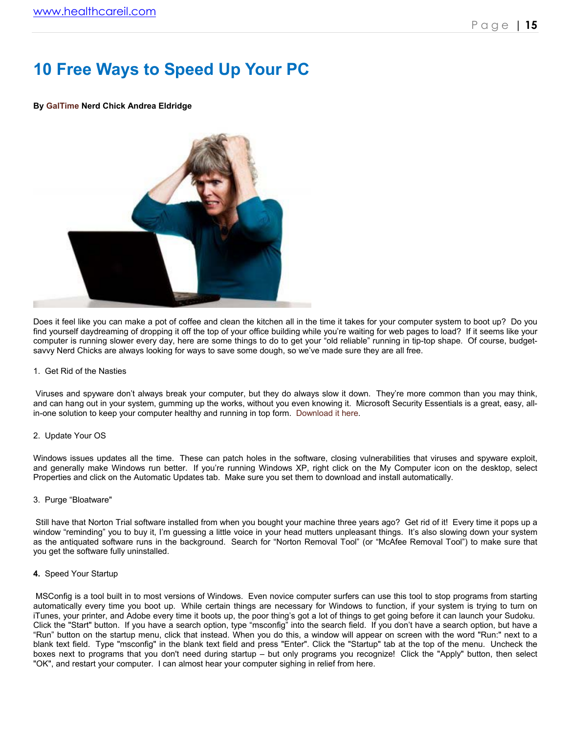# 10 Free Ways to Speed Up Your PC

**By GalTime Nerd Chick Andrea Eldridge**

Does it feel like you can make a pot of coffee and clean the kitchen all in the time it takes for your computer system to boot up? Do you find yourself daydreaming of dropping it off the top of your office building while you're waiting for web pages to load? If it seems like your computer is running slower every day, here are some things to do to get your "old reliable" running in tip-top shape. Of course, budget-savvy Nerd Chicks are always looking for ways to save some dough, so we've made sure they are all free.

1. Get Rid of the Nasties

Viruses and spyware don't always break your computer, but they do always slow it down. They're more common than you may think, and can hang out in your system, gumming up the works, without you even knowing it. Microsoft Security Essentials is a great, easy, all-in-one solution to keep your computer healthy and running in top form. Download it here.

2. Update Your OS

Windows issues updates all the time. These can patch holes in the software, closing vulnerabilities that viruses and spyware exploit, and generally make Windows run better. If you're running Windows XP, right click on the My Computer icon on the desktop, select Properties and click on the Automatic Updates tab. Make sure you set them to download and install automatically.

3. Purge "Bloatware"

Still have that Norton Trial software installed from when you bought your machine three years ago? Get rid of it! Every time it pops up a window "reminding" you to buy it, I'm guessing a little voice in your head mutters unpleasant things. It's also slowing down your system as the antiquated software runs in the background. Search for "Norton Removal Tool" (or "McAfee Removal Tool") to make sure that you get the software fully uninstalled.

**4.** Speed Your Startup

MSConfig is a tool built in to most versions of Windows. Even novice computer surfers can use this tool to stop programs from starting automatically every time you boot up. While certain things are necessary for Windows to function, if your system is trying to turn on iTunes, your printer, and Adobe every time it boots up, the poor thing's got a lot of things to get going before it can launch your Sudoku. Click the "Start" button. If you have a search option, type "msconfig" into the search field. If you don't have a search option, but have a "Run" button on the startup menu, click that instead. When you do this, a window will appear on screen with the word "Run:" next to a blank text field. Type "msconfig" in the blank text field and press "Enter". Click the "Startup" tab at the top of the menu. Uncheck the boxes next to programs that you don't need during startup – but only programs you recognize! Click the "Apply" button, then select "OK", and restart your computer. I can almost hear your computer sighing in relief from here.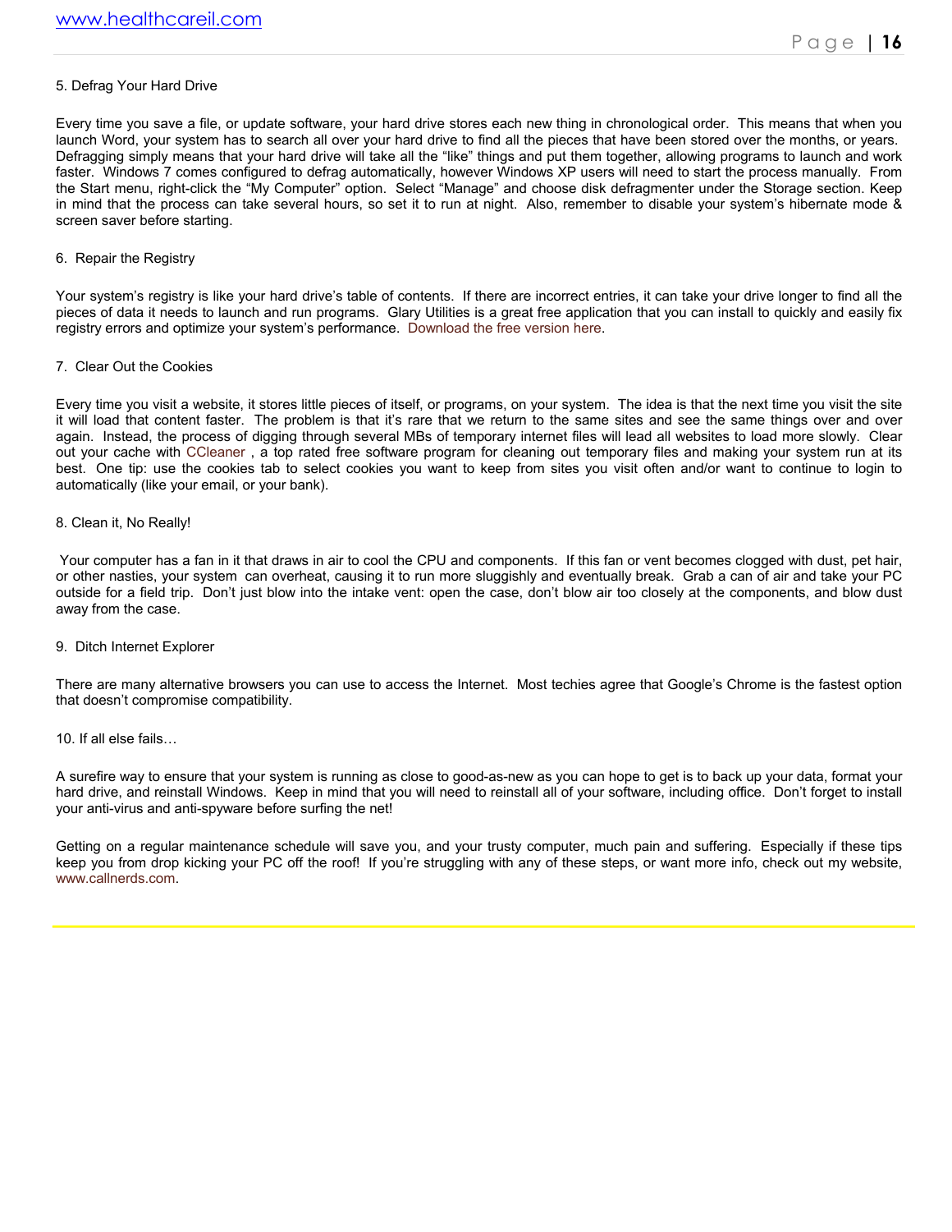5. Defrag Your Hard Drive

Every time you save a file, or update software, your hard drive stores each new thing in chronological order. This means that when you launch Word, your system has to search all over your hard drive to find all the pieces that have been stored over the months, or years. Defragging simply means that your hard drive will take all the "like" things and put them together, allowing programs to launch and work faster. Windows 7 comes configured to defrag automatically, however Windows XP users will need to start the process manually. From the Start menu, right-click the "My Computer" option. Select "Manage" and choose disk defragmenter under the Storage section. Keep in mind that the process can take several hours, so set it to run at night. Also, remember to disable your system's hibernate mode & screen saver before starting.

6. Repair the Registry

Your system's registry is like your hard drive's table of contents. If there are incorrect entries, it can take your drive longer to find all the pieces of data it needs to launch and run programs. Glary Utilities is a great free application that you can install to quickly and easily fix registry errors and optimize your system's performance. Download the free version here.

7. Clear Out the Cookies

Every time you visit a website, it stores little pieces of itself, or programs, on your system. The idea is that the next time you visit the site it will load that content faster. The problem is that it's rare that we return to the same sites and see the same things over and over again. Instead, the process of digging through several MBs of temporary internet files will lead all websites to load more slowly. Clear out your cache with CCleaner , a top rated free software program for cleaning out temporary files and making your system run at its best. One tip: use the cookies tab to select cookies you want to keep from sites you visit often and/or want to continue to login to automatically (like your email, or your bank).

8. Clean it, No Really!

Your computer has a fan in it that draws in air to cool the CPU and components. If this fan or vent becomes clogged with dust, pet hair, or other nasties, your system can overheat, causing it to run more sluggishly and eventually break. Grab a can of air and take your PC outside for a field trip. Don't just blow into the intake vent: open the case, don't blow air too closely at the components, and blow dust away from the case.

9. Ditch Internet Explorer

There are many alternative browsers you can use to access the Internet. Most techies agree that Google's Chrome is the fastest option that doesn't compromise compatibility.

10. If all else fails…

A surefire way to ensure that your system is running as close to good-as-new as you can hope to get is to back up your data, format your hard drive, and reinstall Windows. Keep in mind that you will need to reinstall all of your software, including office. Don't forget to install your anti-virus and anti-spyware before surfing the net!

Getting on a regular maintenance schedule will save you, and your trusty computer, much pain and suffering. Especially if these tips keep you from drop kicking your PC off the roof! If you're struggling with any of these steps, or want more info, check out my website, www.callnerds.com.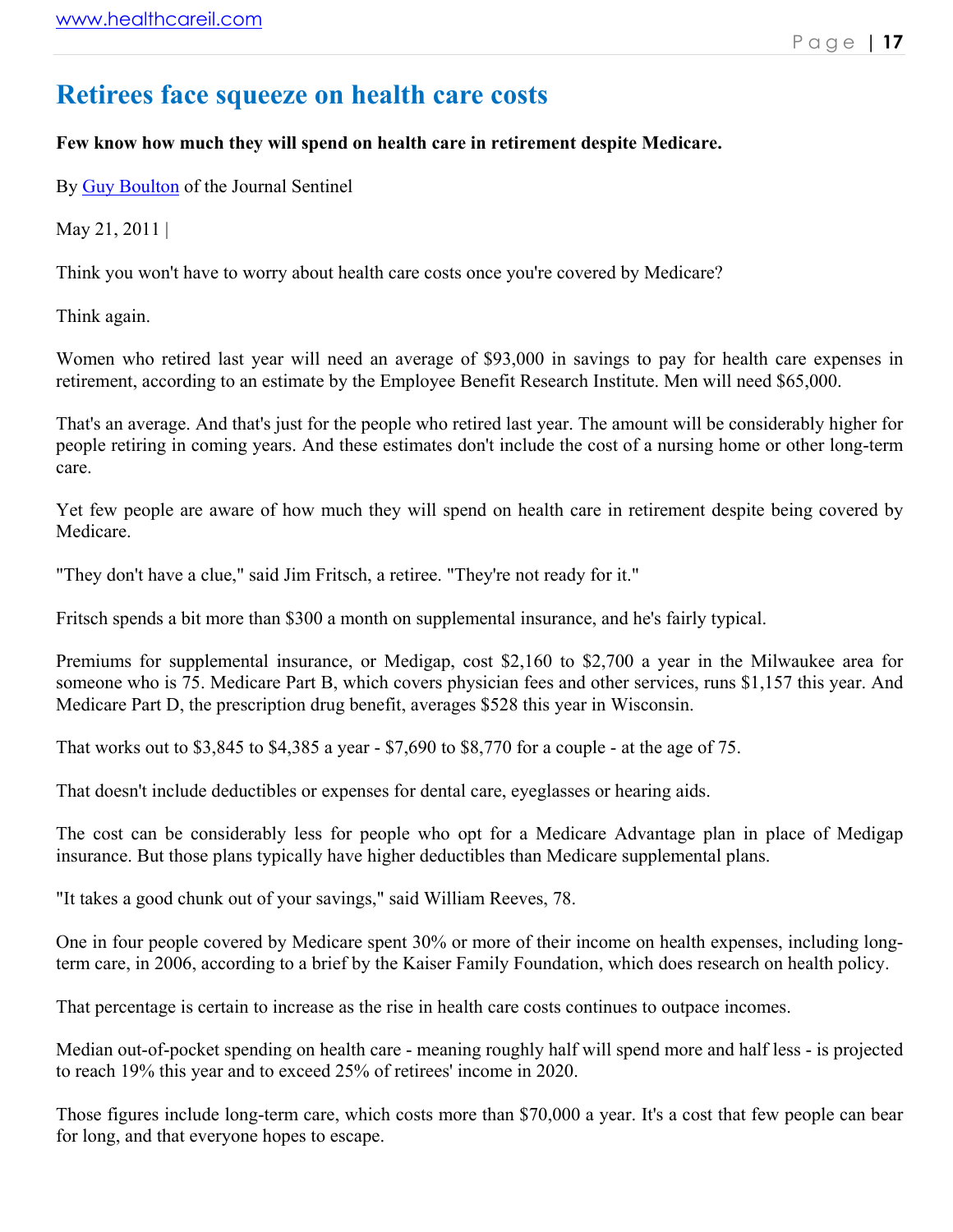# Retirees face squeeze on health care costs

**Few know how much they will spend on health care in retirement despite Medicare.**

By Guy Boulton of the Journal Sentinel

May 21, 2011 |

Think you won't have to worry about health care costs once you're covered by Medicare?

Think again.

Women who retired last year will need an average of $93,000 in savings to pay for health care expenses in retirement, according to an estimate by the Employee Benefit Research Institute. Men will need $65,000.

That's an average. And that's just for the people who retired last year. The amount will be considerably higher for people retiring in coming years. And these estimates don't include the cost of a nursing home or other long-term care.

Yet few people are aware of how much they will spend on health care in retirement despite being covered by Medicare.

"They don't have a clue," said Jim Fritsch, a retiree. "They're not ready for it."

Fritsch spends a bit more than $300 a month on supplemental insurance, and he's fairly typical.

Premiums for supplemental insurance, or Medigap, cost $2,160 to $2,700 a year in the Milwaukee area for someone who is 75. Medicare Part B, which covers physician fees and other services, runs $1,157 this year. And Medicare Part D, the prescription drug benefit, averages $528 this year in Wisconsin.

That works out to $3,845 to $4,385 a year - $7,690 to $8,770 for a couple - at the age of 75.

That doesn't include deductibles or expenses for dental care, eyeglasses or hearing aids.

The cost can be considerably less for people who opt for a Medicare Advantage plan in place of Medigap insurance. But those plans typically have higher deductibles than Medicare supplemental plans.

"It takes a good chunk out of your savings," said William Reeves, 78.

One in four people covered by Medicare spent 30% or more of their income on health expenses, including long-term care, in 2006, according to a brief by the Kaiser Family Foundation, which does research on health policy.

That percentage is certain to increase as the rise in health care costs continues to outpace incomes.

Median out-of-pocket spending on health care - meaning roughly half will spend more and half less - is projected to reach 19% this year and to exceed 25% of retirees' income in 2020.

Those figures include long-term care, which costs more than $70,000 a year. It's a cost that few people can bear for long, and that everyone hopes to escape.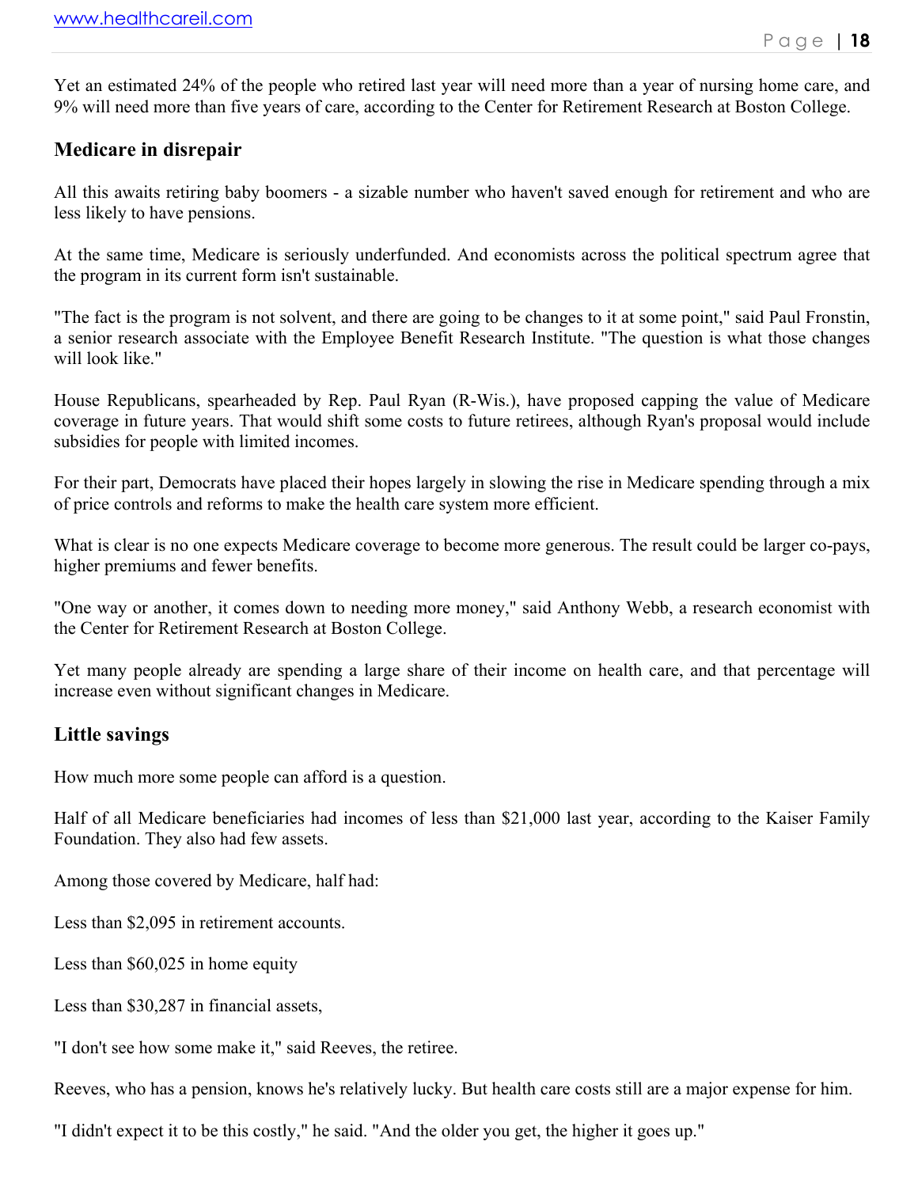Yet an estimated 24% of the people who retired last year will need more than a year of nursing home care, and 9% will need more than five years of care, according to the Center for Retirement Research at Boston College.

## Medicare in disrepair

All this awaits retiring baby boomers - a sizable number who haven't saved enough for retirement and who are less likely to have pensions.

At the same time, Medicare is seriously underfunded. And economists across the political spectrum agree that the program in its current form isn't sustainable.

"The fact is the program is not solvent, and there are going to be changes to it at some point," said Paul Fronstin, a senior research associate with the Employee Benefit Research Institute. "The question is what those changes will look like."

House Republicans, spearheaded by Rep. Paul Ryan (R-Wis.), have proposed capping the value of Medicare coverage in future years. That would shift some costs to future retirees, although Ryan's proposal would include subsidies for people with limited incomes.

For their part, Democrats have placed their hopes largely in slowing the rise in Medicare spending through a mix of price controls and reforms to make the health care system more efficient.

What is clear is no one expects Medicare coverage to become more generous. The result could be larger co-pays, higher premiums and fewer benefits.

"One way or another, it comes down to needing more money," said Anthony Webb, a research economist with the Center for Retirement Research at Boston College.

Yet many people already are spending a large share of their income on health care, and that percentage will increase even without significant changes in Medicare.

## Little savings

How much more some people can afford is a question.

Half of all Medicare beneficiaries had incomes of less than $21,000 last year, according to the Kaiser Family Foundation. They also had few assets.

Among those covered by Medicare, half had:

Less than $2,095 in retirement accounts.

Less than $60,025 in home equity

Less than $30,287 in financial assets,

"I don't see how some make it," said Reeves, the retiree.

Reeves, who has a pension, knows he's relatively lucky. But health care costs still are a major expense for him.

"I didn't expect it to be this costly," he said. "And the older you get, the higher it goes up."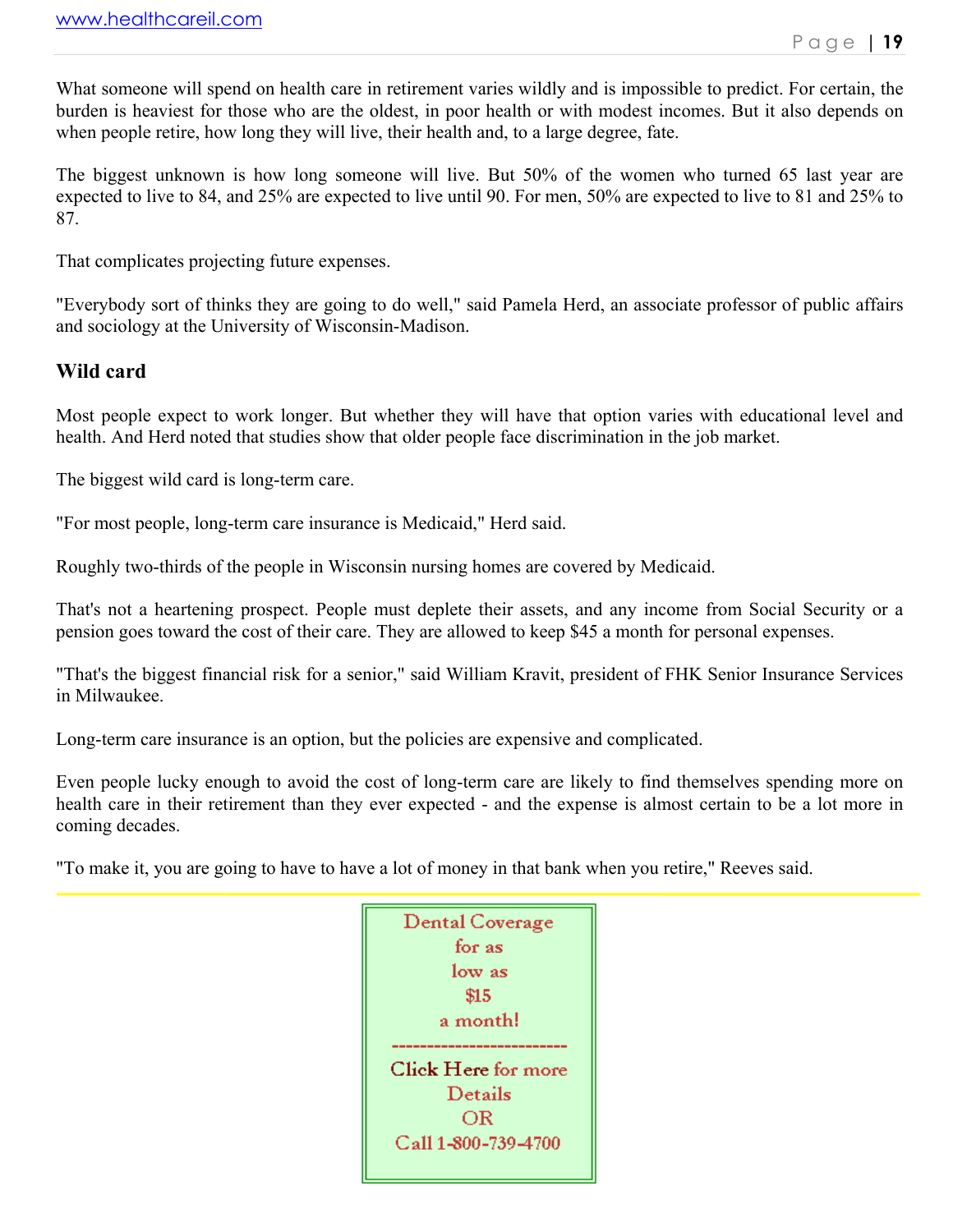What someone will spend on health care in retirement varies wildly and is impossible to predict. For certain, the burden is heaviest for those who are the oldest, in poor health or with modest incomes. But it also depends on when people retire, how long they will live, their health and, to a large degree, fate.

The biggest unknown is how long someone will live. But 50% of the women who turned 65 last year are expected to live to 84, and 25% are expected to live until 90. For men, 50% are expected to live to 81 and 25% to 87.

That complicates projecting future expenses.

"Everybody sort of thinks they are going to do well," said Pamela Herd, an associate professor of public affairs and sociology at the University of Wisconsin-Madison.

### Wild card

Most people expect to work longer. But whether they will have that option varies with educational level and health. And Herd noted that studies show that older people face discrimination in the job market.

The biggest wild card is long-term care.

"For most people, long-term care insurance is Medicaid," Herd said.

Roughly two-thirds of the people in Wisconsin nursing homes are covered by Medicaid.

That's not a heartening prospect. People must deplete their assets, and any income from Social Security or a pension goes toward the cost of their care. They are allowed to keep $45 a month for personal expenses.

"That's the biggest financial risk for a senior," said William Kravit, president of FHK Senior Insurance Services in Milwaukee.

Long-term care insurance is an option, but the policies are expensive and complicated.

Even people lucky enough to avoid the cost of long-term care are likely to find themselves spending more on health care in their retirement than they ever expected - and the expense is almost certain to be a lot more in coming decades.

"To make it, you are going to have to have a lot of money in that bank when you retire," Reeves said.

---

Dental Coverage
for as
low as
$15
a month!

------------------------

Click Here for more
Details
OR
Call 1-800-739-4700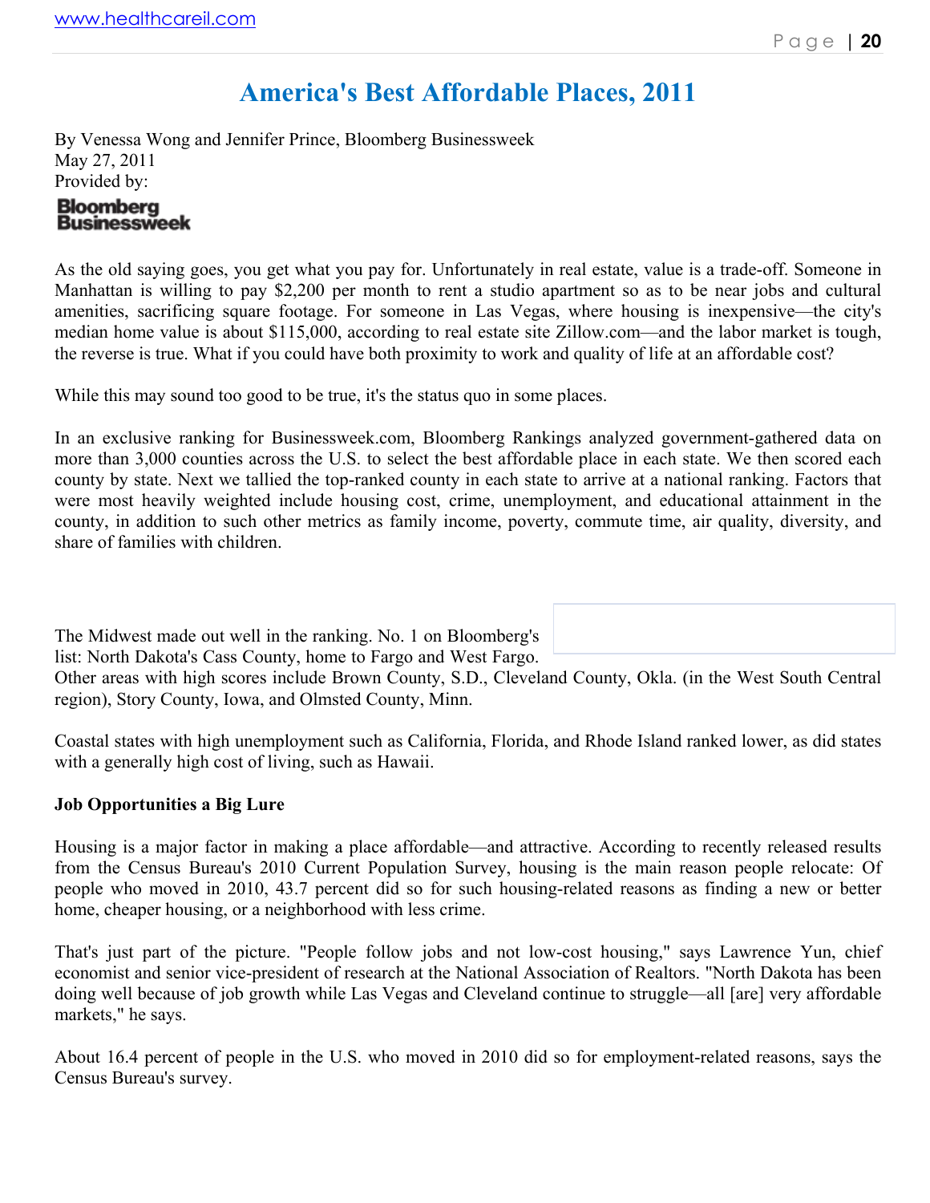# America's Best Affordable Places, 2011

By Venessa Wong and Jennifer Prince, Bloomberg Businessweek
May 27, 2011
Provided by:

Bloomberg Businessweek

As the old saying goes, you get what you pay for. Unfortunately in real estate, value is a trade-off. Someone in Manhattan is willing to pay $2,200 per month to rent a studio apartment so as to be near jobs and cultural amenities, sacrificing square footage. For someone in Las Vegas, where housing is inexpensive—the city's median home value is about $115,000, according to real estate site Zillow.com—and the labor market is tough, the reverse is true. What if you could have both proximity to work and quality of life at an affordable cost?

While this may sound too good to be true, it's the status quo in some places.

In an exclusive ranking for Businessweek.com, Bloomberg Rankings analyzed government-gathered data on more than 3,000 counties across the U.S. to select the best affordable place in each state. We then scored each county by state. Next we tallied the top-ranked county in each state to arrive at a national ranking. Factors that were most heavily weighted include housing cost, crime, unemployment, and educational attainment in the county, in addition to such other metrics as family income, poverty, commute time, air quality, diversity, and share of families with children.

The Midwest made out well in the ranking. No. 1 on Bloomberg's list: North Dakota's Cass County, home to Fargo and West Fargo. Other areas with high scores include Brown County, S.D., Cleveland County, Okla. (in the West South Central region), Story County, Iowa, and Olmsted County, Minn.

Coastal states with high unemployment such as California, Florida, and Rhode Island ranked lower, as did states with a generally high cost of living, such as Hawaii.

**Job Opportunities a Big Lure**

Housing is a major factor in making a place affordable—and attractive. According to recently released results from the Census Bureau's 2010 Current Population Survey, housing is the main reason people relocate: Of people who moved in 2010, 43.7 percent did so for such housing-related reasons as finding a new or better home, cheaper housing, or a neighborhood with less crime.

That's just part of the picture. "People follow jobs and not low-cost housing," says Lawrence Yun, chief economist and senior vice-president of research at the National Association of Realtors. "North Dakota has been doing well because of job growth while Las Vegas and Cleveland continue to struggle—all [are] very affordable markets," he says.

About 16.4 percent of people in the U.S. who moved in 2010 did so for employment-related reasons, says the Census Bureau's survey.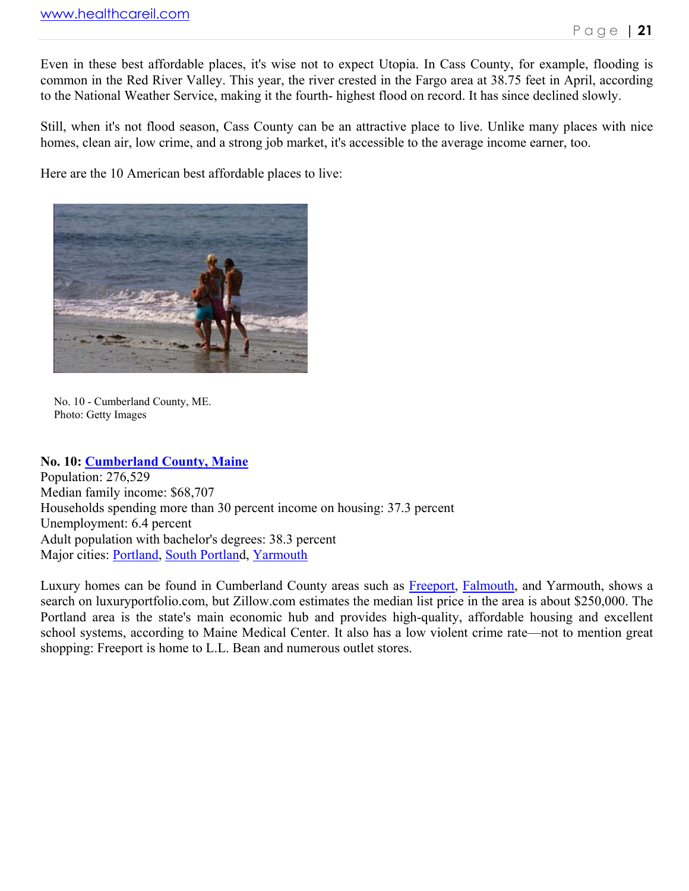Even in these best affordable places, it's wise not to expect Utopia. In Cass County, for example, flooding is common in the Red River Valley. This year, the river crested in the Fargo area at 38.75 feet in April, according to the National Weather Service, making it the fourth- highest flood on record. It has since declined slowly.

Still, when it's not flood season, Cass County can be an attractive place to live. Unlike many places with nice homes, clean air, low crime, and a strong job market, it's accessible to the average income earner, too.

Here are the 10 American best affordable places to live:

No. 10 - Cumberland County, ME.
Photo: Getty Images

**No. 10: Cumberland County, Maine**
Population: 276,529
Median family income: $68,707
Households spending more than 30 percent income on housing: 37.3 percent
Unemployment: 6.4 percent
Adult population with bachelor's degrees: 38.3 percent
Major cities: Portland, South Portland, Yarmouth

Luxury homes can be found in Cumberland County areas such as Freeport, Falmouth, and Yarmouth, shows a search on luxuryportfolio.com, but Zillow.com estimates the median list price in the area is about $250,000. The Portland area is the state's main economic hub and provides high-quality, affordable housing and excellent school systems, according to Maine Medical Center. It also has a low violent crime rate—not to mention great shopping: Freeport is home to L.L. Bean and numerous outlet stores.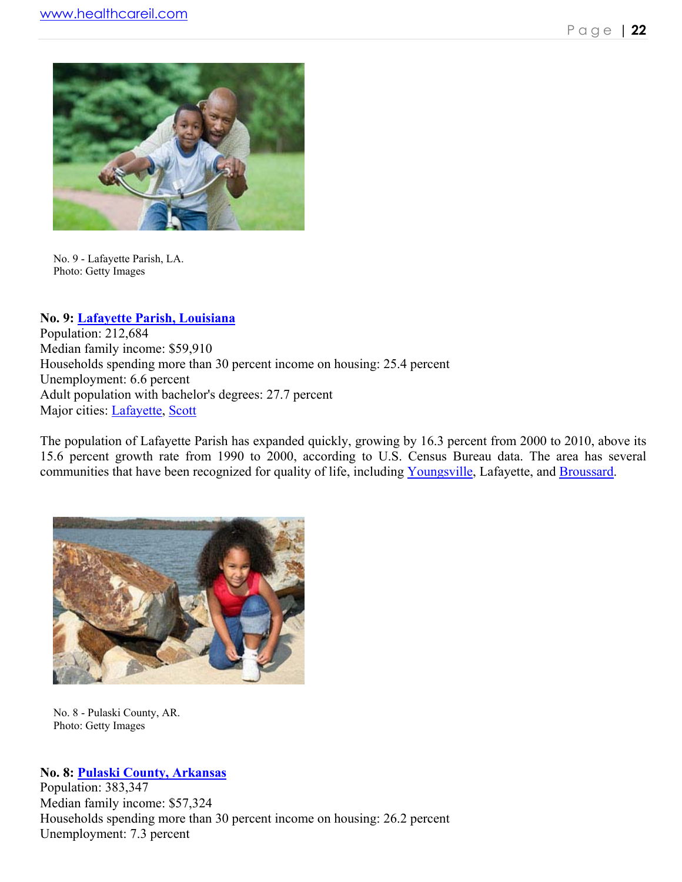No. 9 - Lafayette Parish, LA.
Photo: Getty Images

**No. 9: Lafayette Parish, Louisiana**
Population: 212,684
Median family income: $59,910
Households spending more than 30 percent income on housing: 25.4 percent
Unemployment: 6.6 percent
Adult population with bachelor's degrees: 27.7 percent
Major cities: Lafayette, Scott

The population of Lafayette Parish has expanded quickly, growing by 16.3 percent from 2000 to 2010, above its 15.6 percent growth rate from 1990 to 2000, according to U.S. Census Bureau data. The area has several communities that have been recognized for quality of life, including Youngsville, Lafayette, and Broussard.

No. 8 - Pulaski County, AR.
Photo: Getty Images

**No. 8: Pulaski County, Arkansas**
Population: 383,347
Median family income: $57,324
Households spending more than 30 percent income on housing: 26.2 percent
Unemployment: 7.3 percent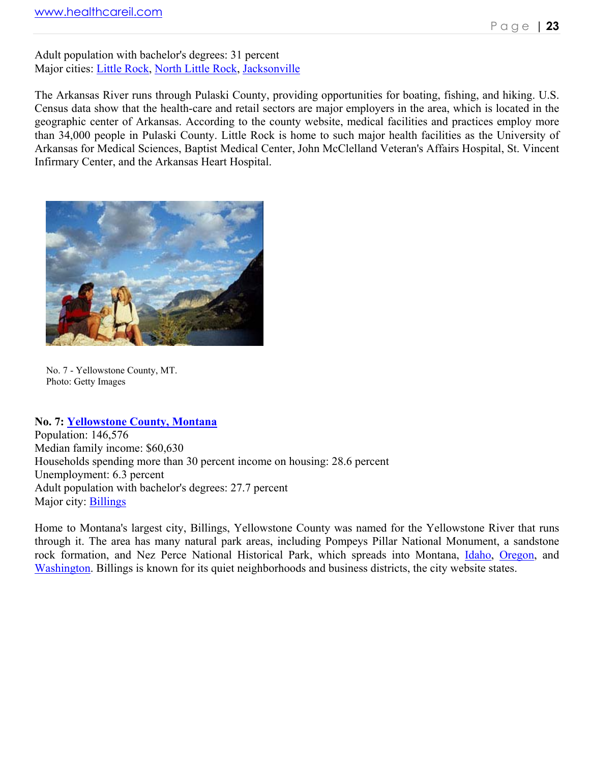Adult population with bachelor's degrees: 31 percent
Major cities: Little Rock, North Little Rock, Jacksonville

The Arkansas River runs through Pulaski County, providing opportunities for boating, fishing, and hiking. U.S. Census data show that the health-care and retail sectors are major employers in the area, which is located in the geographic center of Arkansas. According to the county website, medical facilities and practices employ more than 34,000 people in Pulaski County. Little Rock is home to such major health facilities as the University of Arkansas for Medical Sciences, Baptist Medical Center, John McClelland Veteran's Affairs Hospital, St. Vincent Infirmary Center, and the Arkansas Heart Hospital.

No. 7 - Yellowstone County, MT.
Photo: Getty Images

**No. 7: Yellowstone County, Montana**
Population: 146,576
Median family income: $60,630
Households spending more than 30 percent income on housing: 28.6 percent
Unemployment: 6.3 percent
Adult population with bachelor's degrees: 27.7 percent
Major city: Billings

Home to Montana's largest city, Billings, Yellowstone County was named for the Yellowstone River that runs through it. The area has many natural park areas, including Pompeys Pillar National Monument, a sandstone rock formation, and Nez Perce National Historical Park, which spreads into Montana, Idaho, Oregon, and Washington. Billings is known for its quiet neighborhoods and business districts, the city website states.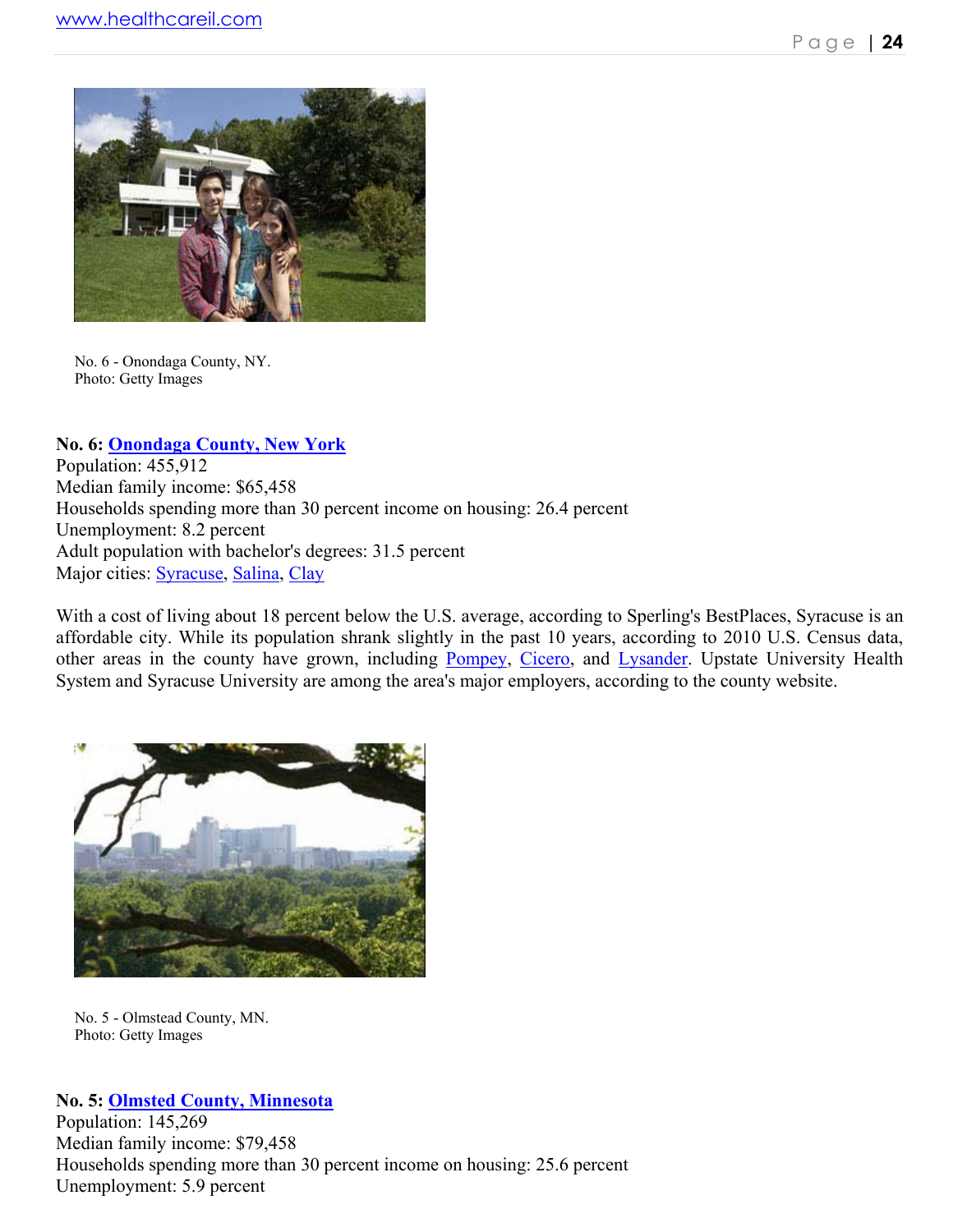No. 6 - Onondaga County, NY.
Photo: Getty Images

**No. 6: Onondaga County, New York**
Population: 455,912
Median family income: $65,458
Households spending more than 30 percent income on housing: 26.4 percent
Unemployment: 8.2 percent
Adult population with bachelor's degrees: 31.5 percent
Major cities: Syracuse, Salina, Clay

With a cost of living about 18 percent below the U.S. average, according to Sperling's BestPlaces, Syracuse is an affordable city. While its population shrank slightly in the past 10 years, according to 2010 U.S. Census data, other areas in the county have grown, including Pompey, Cicero, and Lysander. Upstate University Health System and Syracuse University are among the area's major employers, according to the county website.

No. 5 - Olmstead County, MN.
Photo: Getty Images

**No. 5: Olmsted County, Minnesota**
Population: 145,269
Median family income: $79,458
Households spending more than 30 percent income on housing: 25.6 percent
Unemployment: 5.9 percent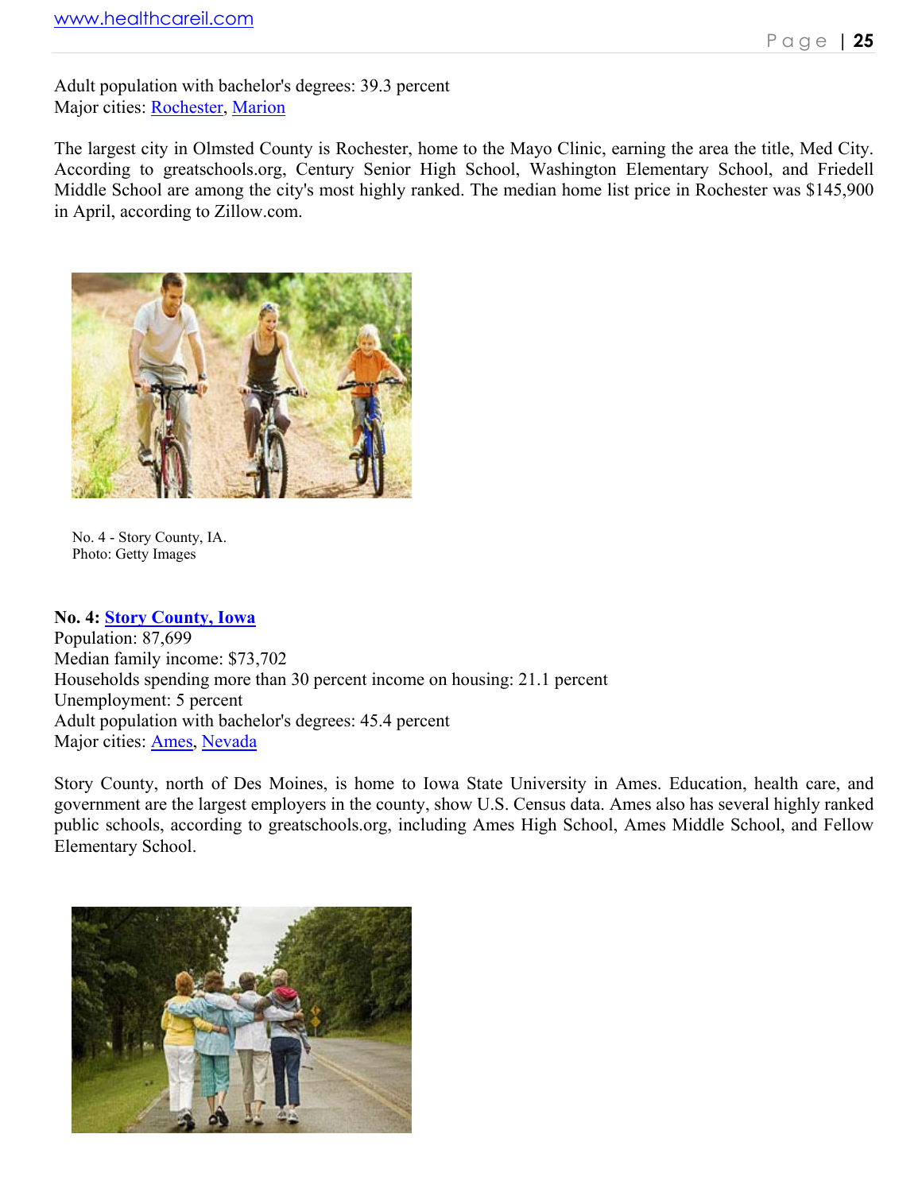Adult population with bachelor's degrees: 39.3 percent
Major cities: Rochester, Marion

The largest city in Olmsted County is Rochester, home to the Mayo Clinic, earning the area the title, Med City. According to greatschools.org, Century Senior High School, Washington Elementary School, and Friedell Middle School are among the city's most highly ranked. The median home list price in Rochester was $145,900 in April, according to Zillow.com.

No. 4 - Story County, IA.
Photo: Getty Images

**No. 4: Story County, Iowa**
Population: 87,699
Median family income: $73,702
Households spending more than 30 percent income on housing: 21.1 percent
Unemployment: 5 percent
Adult population with bachelor's degrees: 45.4 percent
Major cities: Ames, Nevada

Story County, north of Des Moines, is home to Iowa State University in Ames. Education, health care, and government are the largest employers in the county, show U.S. Census data. Ames also has several highly ranked public schools, according to greatschools.org, including Ames High School, Ames Middle School, and Fellow Elementary School.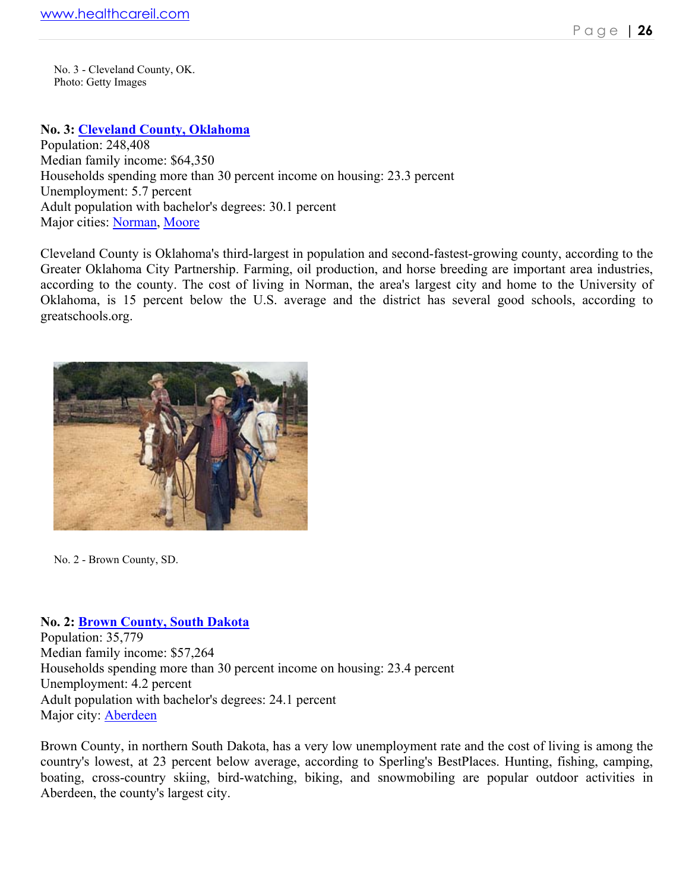No. 3 - Cleveland County, OK.
Photo: Getty Images

**No. 3: Cleveland County, Oklahoma**
Population: 248,408
Median family income: $64,350
Households spending more than 30 percent income on housing: 23.3 percent
Unemployment: 5.7 percent
Adult population with bachelor's degrees: 30.1 percent
Major cities: Norman, Moore

Cleveland County is Oklahoma's third-largest in population and second-fastest-growing county, according to the Greater Oklahoma City Partnership. Farming, oil production, and horse breeding are important area industries, according to the county. The cost of living in Norman, the area's largest city and home to the University of Oklahoma, is 15 percent below the U.S. average and the district has several good schools, according to greatschools.org.

No. 2 - Brown County, SD.

**No. 2: Brown County, South Dakota**
Population: 35,779
Median family income: $57,264
Households spending more than 30 percent income on housing: 23.4 percent
Unemployment: 4.2 percent
Adult population with bachelor's degrees: 24.1 percent
Major city: Aberdeen

Brown County, in northern South Dakota, has a very low unemployment rate and the cost of living is among the country's lowest, at 23 percent below average, according to Sperling's BestPlaces. Hunting, fishing, camping, boating, cross-country skiing, bird-watching, biking, and snowmobiling are popular outdoor activities in Aberdeen, the county's largest city.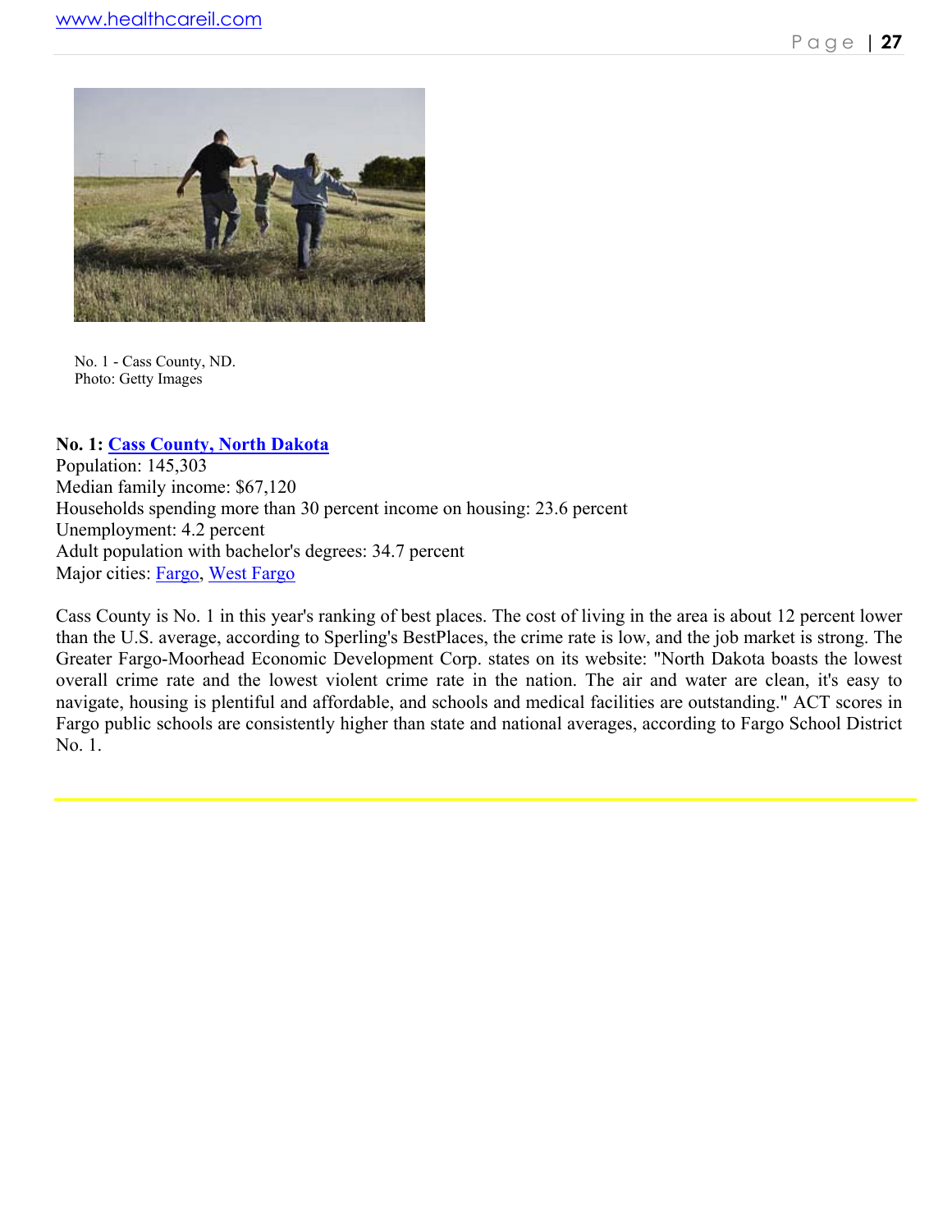No. 1 - Cass County, ND.
Photo: Getty Images

**No. 1: Cass County, North Dakota**
Population: 145,303
Median family income: $67,120
Households spending more than 30 percent income on housing: 23.6 percent
Unemployment: 4.2 percent
Adult population with bachelor's degrees: 34.7 percent
Major cities: Fargo, West Fargo

Cass County is No. 1 in this year's ranking of best places. The cost of living in the area is about 12 percent lower than the U.S. average, according to Sperling's BestPlaces, the crime rate is low, and the job market is strong. The Greater Fargo-Moorhead Economic Development Corp. states on its website: "North Dakota boasts the lowest overall crime rate and the lowest violent crime rate in the nation. The air and water are clean, it's easy to navigate, housing is plentiful and affordable, and schools and medical facilities are outstanding." ACT scores in Fargo public schools are consistently higher than state and national averages, according to Fargo School District No. 1.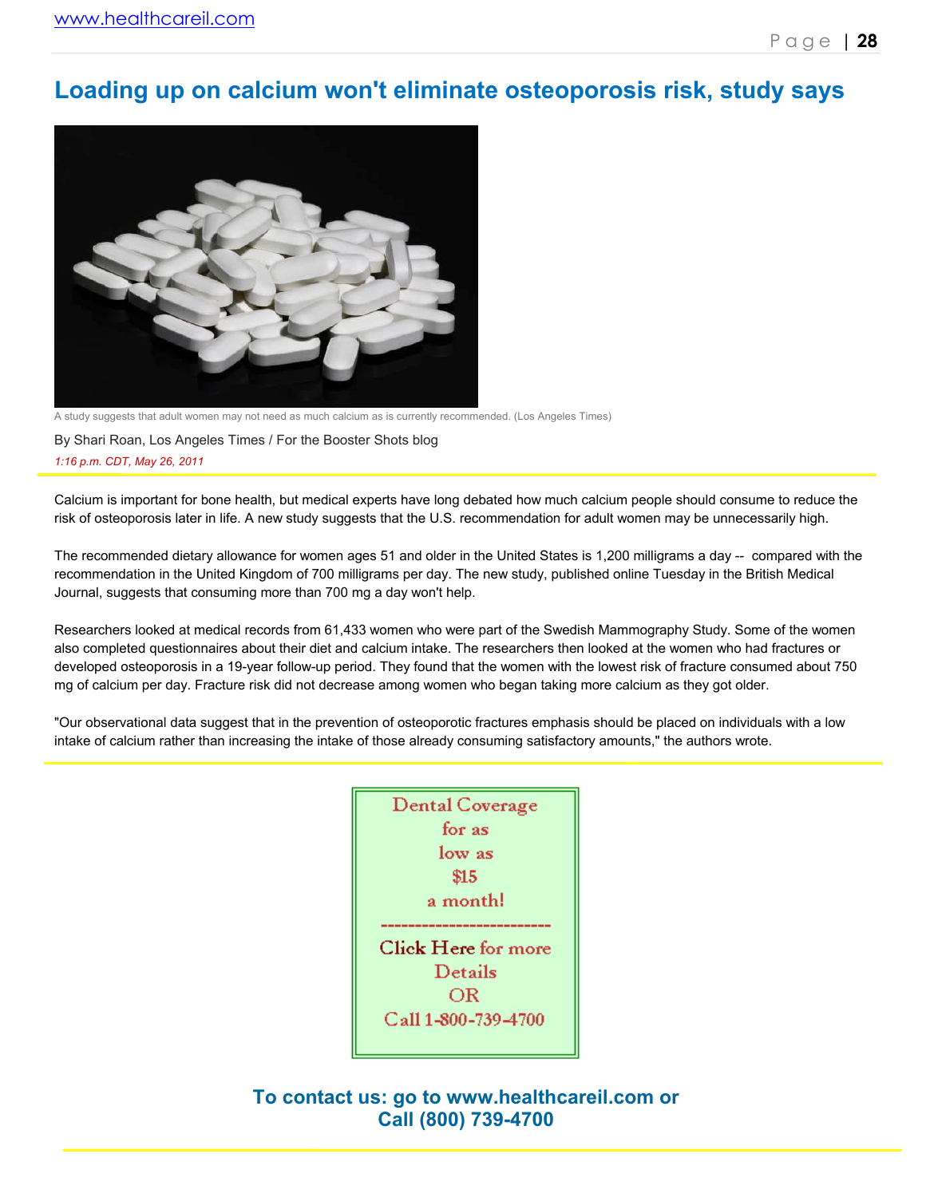# Loading up on calcium won't eliminate osteoporosis risk, study says

A study suggests that adult women may not need as much calcium as is currently recommended. (Los Angeles Times)

By Shari Roan, Los Angeles Times / For the Booster Shots blog

*1:16 p.m. CDT, May 26, 2011*

Calcium is important for bone health, but medical experts have long debated how much calcium people should consume to reduce the risk of osteoporosis later in life. A new study suggests that the U.S. recommendation for adult women may be unnecessarily high.

The recommended dietary allowance for women ages 51 and older in the United States is 1,200 milligrams a day -- compared with the recommendation in the United Kingdom of 700 milligrams per day. The new study, published online Tuesday in the British Medical Journal, suggests that consuming more than 700 mg a day won't help.

Researchers looked at medical records from 61,433 women who were part of the Swedish Mammography Study. Some of the women also completed questionnaires about their diet and calcium intake. The researchers then looked at the women who had fractures or developed osteoporosis in a 19-year follow-up period. They found that the women with the lowest risk of fracture consumed about 750 mg of calcium per day. Fracture risk did not decrease among women who began taking more calcium as they got older.

"Our observational data suggest that in the prevention of osteoporotic fractures emphasis should be placed on individuals with a low intake of calcium rather than increasing the intake of those already consuming satisfactory amounts," the authors wrote.

Dental Coverage
for as
low as
$15
a month!

Click Here for more
Details
OR
Call 1-800-739-4700

**To contact us: go to www.healthcareil.com or Call (800) 739-4700**